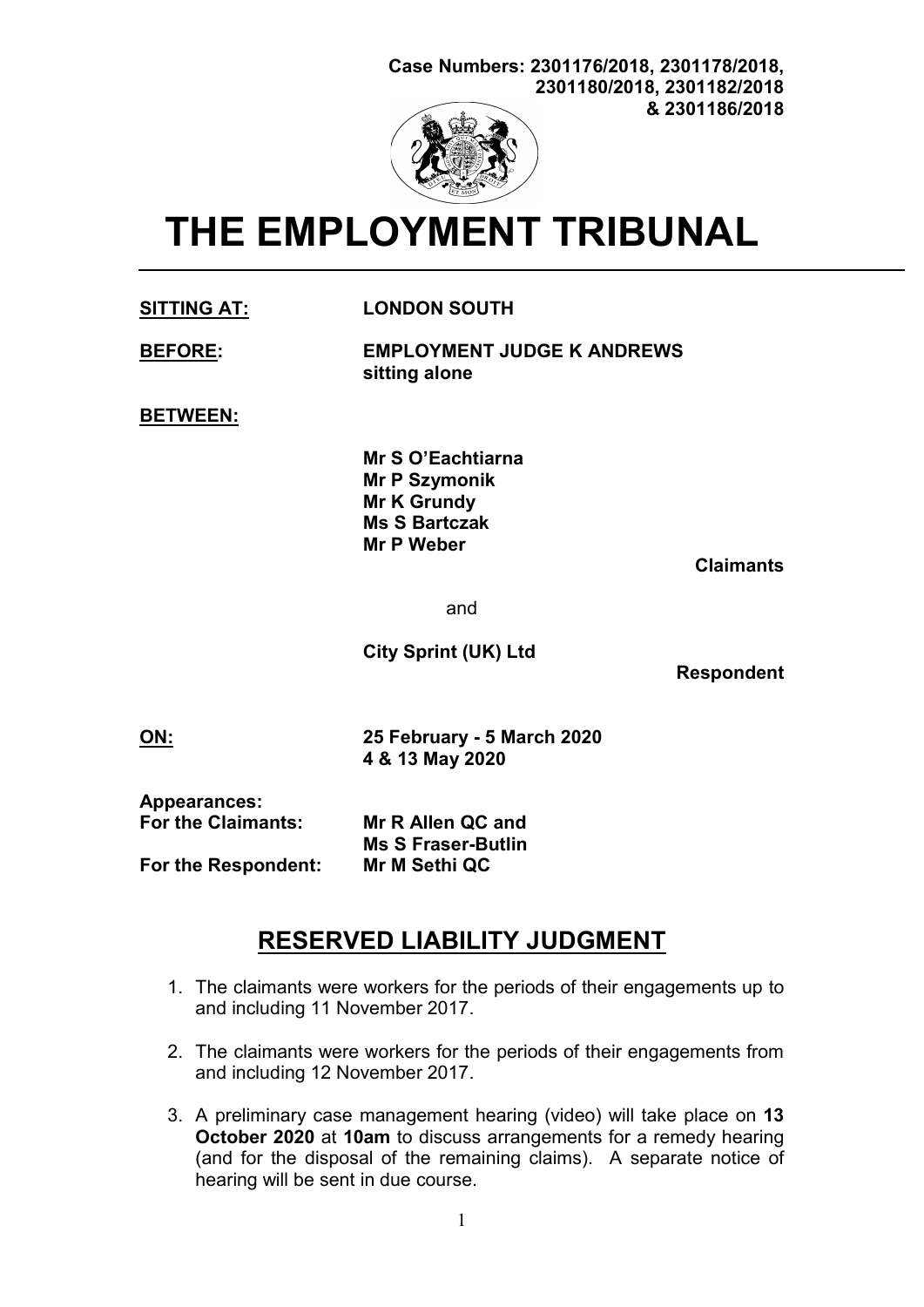**Case Numbers: 2301176/2018, 2301178/2018, 2301180/2018, 2301182/2018 & 2301186/2018**

# THE EMPLOYMENT TRIBUNAL

**SITTING AT:** **LONDON SOUTH**

**BEFORE:** **EMPLOYMENT JUDGE K ANDREWS sitting alone**

**BETWEEN:**

**Mr S O'Eachtiarna**
**Mr P Szymonik**
**Mr K Grundy**
**Ms S Bartczak**
**Mr P Weber**

**Claimants**

and

**City Sprint (UK) Ltd**

**Respondent**

**ON:** **25 February - 5 March 2020**
**4 & 13 May 2020**

**Appearances:**
**For the Claimants:** **Mr R Allen QC and Ms S Fraser-Butlin**
**For the Respondent:** **Mr M Sethi QC**

## RESERVED LIABILITY JUDGMENT

1. The claimants were workers for the periods of their engagements up to and including 11 November 2017.

2. The claimants were workers for the periods of their engagements from and including 12 November 2017.

3. A preliminary case management hearing (video) will take place on **13 October 2020** at **10am** to discuss arrangements for a remedy hearing (and for the disposal of the remaining claims). A separate notice of hearing will be sent in due course.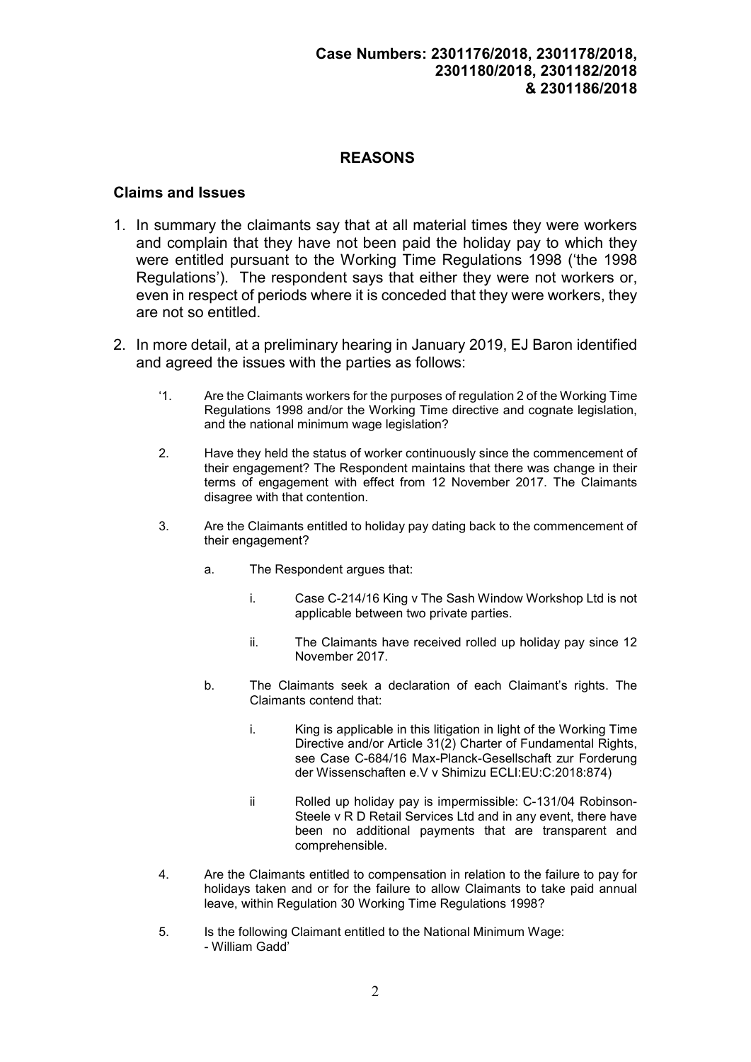## REASONS

### Claims and Issues

1. In summary the claimants say that at all material times they were workers and complain that they have not been paid the holiday pay to which they were entitled pursuant to the Working Time Regulations 1998 ('the 1998 Regulations'). The respondent says that either they were not workers or, even in respect of periods where it is conceded that they were workers, they are not so entitled.

2. In more detail, at a preliminary hearing in January 2019, EJ Baron identified and agreed the issues with the parties as follows:

   '1. Are the Claimants workers for the purposes of regulation 2 of the Working Time Regulations 1998 and/or the Working Time directive and cognate legislation, and the national minimum wage legislation?

   2. Have they held the status of worker continuously since the commencement of their engagement? The Respondent maintains that there was change in their terms of engagement with effect from 12 November 2017. The Claimants disagree with that contention.

   3. Are the Claimants entitled to holiday pay dating back to the commencement of their engagement?

      a. The Respondent argues that:

         i. Case C-214/16 King v The Sash Window Workshop Ltd is not applicable between two private parties.

         ii. The Claimants have received rolled up holiday pay since 12 November 2017.

      b. The Claimants seek a declaration of each Claimant's rights. The Claimants contend that:

         i. King is applicable in this litigation in light of the Working Time Directive and/or Article 31(2) Charter of Fundamental Rights, see Case C-684/16 Max-Planck-Gesellschaft zur Forderung der Wissenschaften e.V v Shimizu ECLI:EU:C:2018:874)

         ii Rolled up holiday pay is impermissible: C-131/04 Robinson-Steele v R D Retail Services Ltd and in any event, there have been no additional payments that are transparent and comprehensible.

   4. Are the Claimants entitled to compensation in relation to the failure to pay for holidays taken and or for the failure to allow Claimants to take paid annual leave, within Regulation 30 Working Time Regulations 1998?

   5. Is the following Claimant entitled to the National Minimum Wage:
      - William Gadd'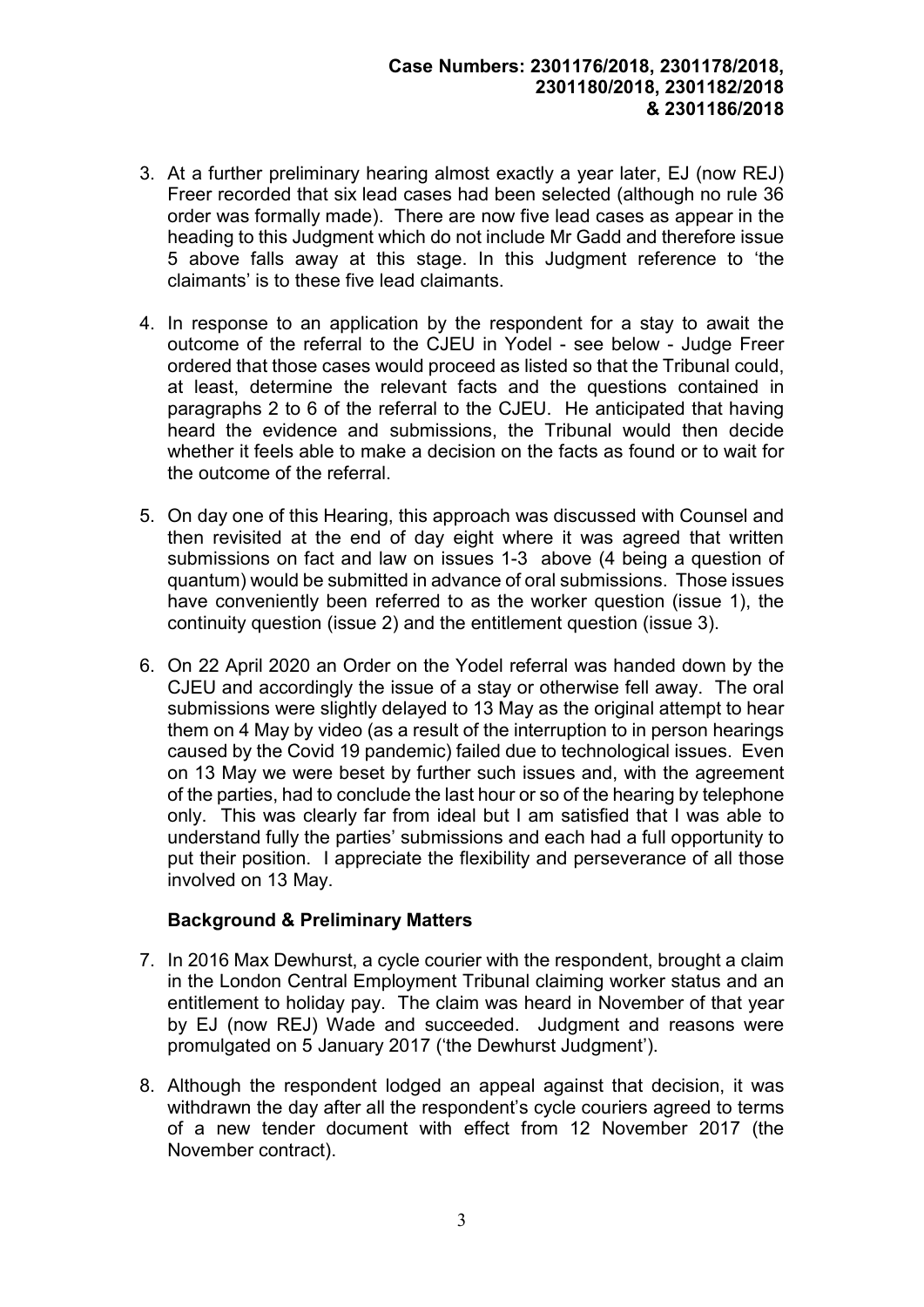3. At a further preliminary hearing almost exactly a year later, EJ (now REJ) Freer recorded that six lead cases had been selected (although no rule 36 order was formally made). There are now five lead cases as appear in the heading to this Judgment which do not include Mr Gadd and therefore issue 5 above falls away at this stage. In this Judgment reference to 'the claimants' is to these five lead claimants.

4. In response to an application by the respondent for a stay to await the outcome of the referral to the CJEU in Yodel - see below - Judge Freer ordered that those cases would proceed as listed so that the Tribunal could, at least, determine the relevant facts and the questions contained in paragraphs 2 to 6 of the referral to the CJEU. He anticipated that having heard the evidence and submissions, the Tribunal would then decide whether it feels able to make a decision on the facts as found or to wait for the outcome of the referral.

5. On day one of this Hearing, this approach was discussed with Counsel and then revisited at the end of day eight where it was agreed that written submissions on fact and law on issues 1-3 above (4 being a question of quantum) would be submitted in advance of oral submissions. Those issues have conveniently been referred to as the worker question (issue 1), the continuity question (issue 2) and the entitlement question (issue 3).

6. On 22 April 2020 an Order on the Yodel referral was handed down by the CJEU and accordingly the issue of a stay or otherwise fell away. The oral submissions were slightly delayed to 13 May as the original attempt to hear them on 4 May by video (as a result of the interruption to in person hearings caused by the Covid 19 pandemic) failed due to technological issues. Even on 13 May we were beset by further such issues and, with the agreement of the parties, had to conclude the last hour or so of the hearing by telephone only. This was clearly far from ideal but I am satisfied that I was able to understand fully the parties' submissions and each had a full opportunity to put their position. I appreciate the flexibility and perseverance of all those involved on 13 May.

## Background & Preliminary Matters

7. In 2016 Max Dewhurst, a cycle courier with the respondent, brought a claim in the London Central Employment Tribunal claiming worker status and an entitlement to holiday pay. The claim was heard in November of that year by EJ (now REJ) Wade and succeeded. Judgment and reasons were promulgated on 5 January 2017 ('the Dewhurst Judgment').

8. Although the respondent lodged an appeal against that decision, it was withdrawn the day after all the respondent's cycle couriers agreed to terms of a new tender document with effect from 12 November 2017 (the November contract).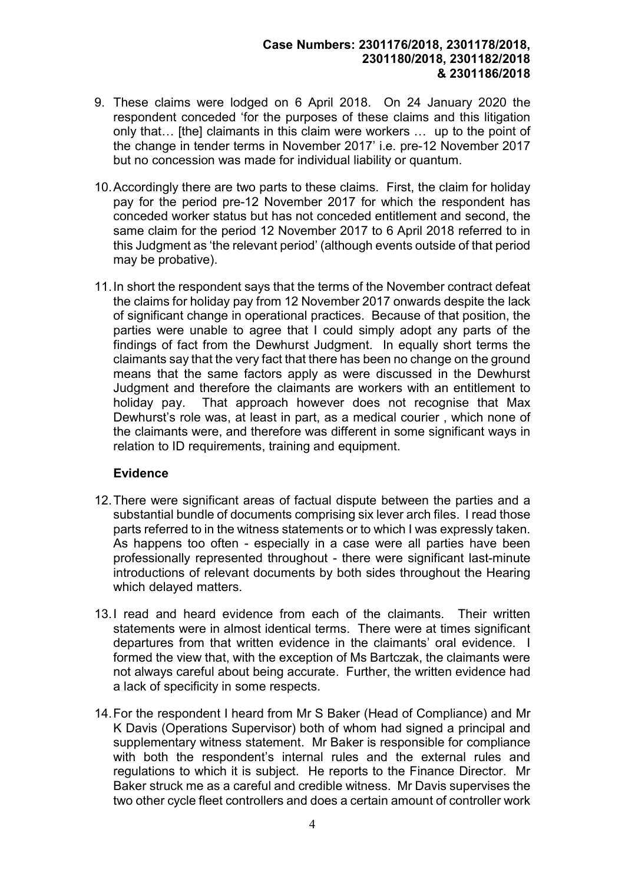9. These claims were lodged on 6 April 2018. On 24 January 2020 the respondent conceded 'for the purposes of these claims and this litigation only that… [the] claimants in this claim were workers … up to the point of the change in tender terms in November 2017' i.e. pre-12 November 2017 but no concession was made for individual liability or quantum.

10. Accordingly there are two parts to these claims. First, the claim for holiday pay for the period pre-12 November 2017 for which the respondent has conceded worker status but has not conceded entitlement and second, the same claim for the period 12 November 2017 to 6 April 2018 referred to in this Judgment as 'the relevant period' (although events outside of that period may be probative).

11. In short the respondent says that the terms of the November contract defeat the claims for holiday pay from 12 November 2017 onwards despite the lack of significant change in operational practices. Because of that position, the parties were unable to agree that I could simply adopt any parts of the findings of fact from the Dewhurst Judgment. In equally short terms the claimants say that the very fact that there has been no change on the ground means that the same factors apply as were discussed in the Dewhurst Judgment and therefore the claimants are workers with an entitlement to holiday pay. That approach however does not recognise that Max Dewhurst's role was, at least in part, as a medical courier , which none of the claimants were, and therefore was different in some significant ways in relation to ID requirements, training and equipment.

## Evidence

12. There were significant areas of factual dispute between the parties and a substantial bundle of documents comprising six lever arch files. I read those parts referred to in the witness statements or to which I was expressly taken. As happens too often - especially in a case were all parties have been professionally represented throughout - there were significant last-minute introductions of relevant documents by both sides throughout the Hearing which delayed matters.

13. I read and heard evidence from each of the claimants. Their written statements were in almost identical terms. There were at times significant departures from that written evidence in the claimants' oral evidence. I formed the view that, with the exception of Ms Bartczak, the claimants were not always careful about being accurate. Further, the written evidence had a lack of specificity in some respects.

14. For the respondent I heard from Mr S Baker (Head of Compliance) and Mr K Davis (Operations Supervisor) both of whom had signed a principal and supplementary witness statement. Mr Baker is responsible for compliance with both the respondent's internal rules and the external rules and regulations to which it is subject. He reports to the Finance Director. Mr Baker struck me as a careful and credible witness. Mr Davis supervises the two other cycle fleet controllers and does a certain amount of controller work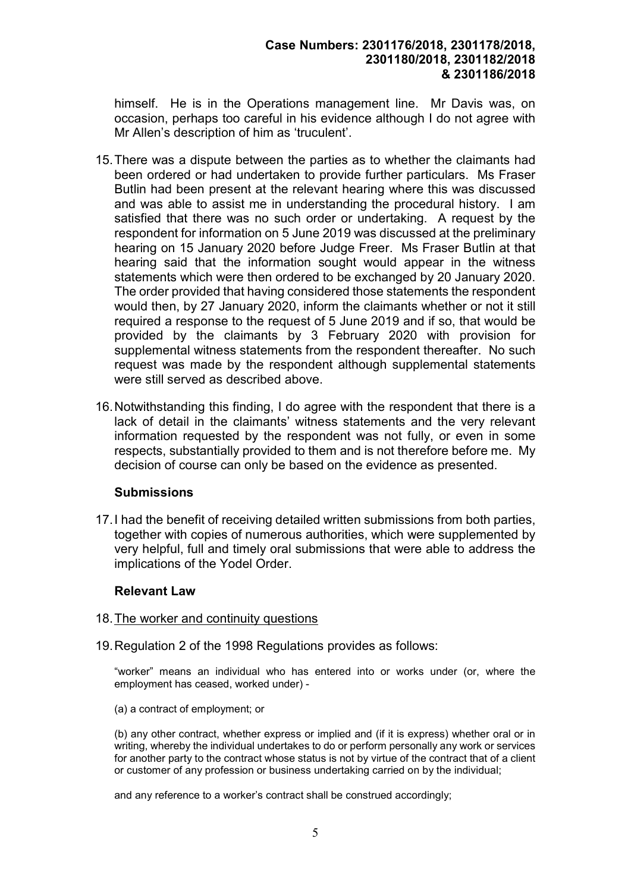himself. He is in the Operations management line. Mr Davis was, on occasion, perhaps too careful in his evidence although I do not agree with Mr Allen's description of him as 'truculent'.

15. There was a dispute between the parties as to whether the claimants had been ordered or had undertaken to provide further particulars. Ms Fraser Butlin had been present at the relevant hearing where this was discussed and was able to assist me in understanding the procedural history. I am satisfied that there was no such order or undertaking. A request by the respondent for information on 5 June 2019 was discussed at the preliminary hearing on 15 January 2020 before Judge Freer. Ms Fraser Butlin at that hearing said that the information sought would appear in the witness statements which were then ordered to be exchanged by 20 January 2020. The order provided that having considered those statements the respondent would then, by 27 January 2020, inform the claimants whether or not it still required a response to the request of 5 June 2019 and if so, that would be provided by the claimants by 3 February 2020 with provision for supplemental witness statements from the respondent thereafter. No such request was made by the respondent although supplemental statements were still served as described above.

16. Notwithstanding this finding, I do agree with the respondent that there is a lack of detail in the claimants' witness statements and the very relevant information requested by the respondent was not fully, or even in some respects, substantially provided to them and is not therefore before me. My decision of course can only be based on the evidence as presented.

## Submissions

17. I had the benefit of receiving detailed written submissions from both parties, together with copies of numerous authorities, which were supplemented by very helpful, full and timely oral submissions that were able to address the implications of the Yodel Order.

## Relevant Law

18. The worker and continuity questions

19. Regulation 2 of the 1998 Regulations provides as follows:

"worker" means an individual who has entered into or works under (or, where the employment has ceased, worked under) -

(a) a contract of employment; or

(b) any other contract, whether express or implied and (if it is express) whether oral or in writing, whereby the individual undertakes to do or perform personally any work or services for another party to the contract whose status is not by virtue of the contract that of a client or customer of any profession or business undertaking carried on by the individual;

and any reference to a worker's contract shall be construed accordingly;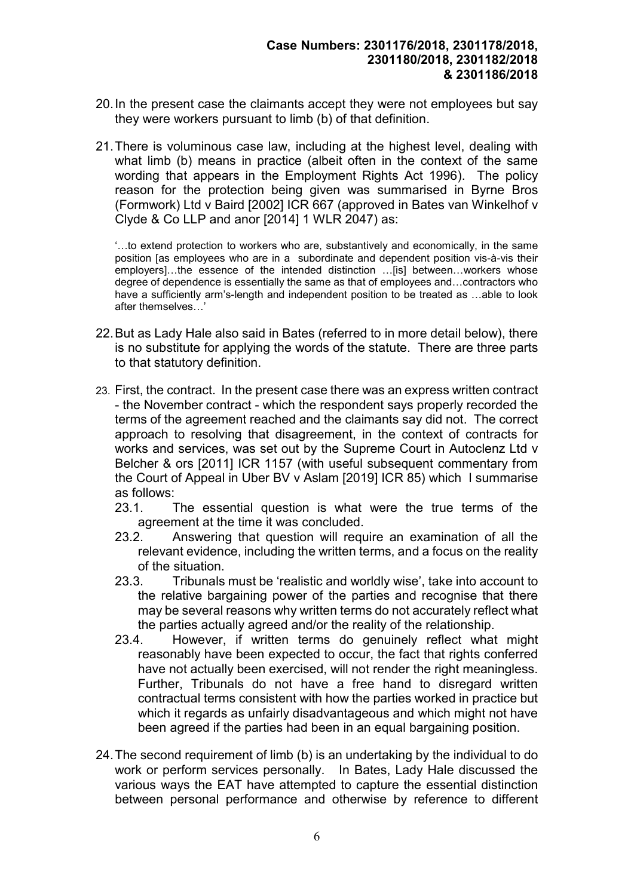20. In the present case the claimants accept they were not employees but say they were workers pursuant to limb (b) of that definition.

21. There is voluminous case law, including at the highest level, dealing with what limb (b) means in practice (albeit often in the context of the same wording that appears in the Employment Rights Act 1996). The policy reason for the protection being given was summarised in Byrne Bros (Formwork) Ltd v Baird [2002] ICR 667 (approved in Bates van Winkelhof v Clyde & Co LLP and anor [2014] 1 WLR 2047) as:

> '…to extend protection to workers who are, substantively and economically, in the same position [as employees who are in a subordinate and dependent position vis-à-vis their employers]…the essence of the intended distinction …[is] between…workers whose degree of dependence is essentially the same as that of employees and…contractors who have a sufficiently arm's-length and independent position to be treated as …able to look after themselves…'

22. But as Lady Hale also said in Bates (referred to in more detail below), there is no substitute for applying the words of the statute. There are three parts to that statutory definition.

23. First, the contract. In the present case there was an express written contract - the November contract - which the respondent says properly recorded the terms of the agreement reached and the claimants say did not. The correct approach to resolving that disagreement, in the context of contracts for works and services, was set out by the Supreme Court in Autoclenz Ltd v Belcher & ors [2011] ICR 1157 (with useful subsequent commentary from the Court of Appeal in Uber BV v Aslam [2019] ICR 85) which I summarise as follows:
    - 23.1. The essential question is what were the true terms of the agreement at the time it was concluded.
    - 23.2. Answering that question will require an examination of all the relevant evidence, including the written terms, and a focus on the reality of the situation.
    - 23.3. Tribunals must be 'realistic and worldly wise', take into account to the relative bargaining power of the parties and recognise that there may be several reasons why written terms do not accurately reflect what the parties actually agreed and/or the reality of the relationship.
    - 23.4. However, if written terms do genuinely reflect what might reasonably have been expected to occur, the fact that rights conferred have not actually been exercised, will not render the right meaningless. Further, Tribunals do not have a free hand to disregard written contractual terms consistent with how the parties worked in practice but which it regards as unfairly disadvantageous and which might not have been agreed if the parties had been in an equal bargaining position.

24. The second requirement of limb (b) is an undertaking by the individual to do work or perform services personally. In Bates, Lady Hale discussed the various ways the EAT have attempted to capture the essential distinction between personal performance and otherwise by reference to different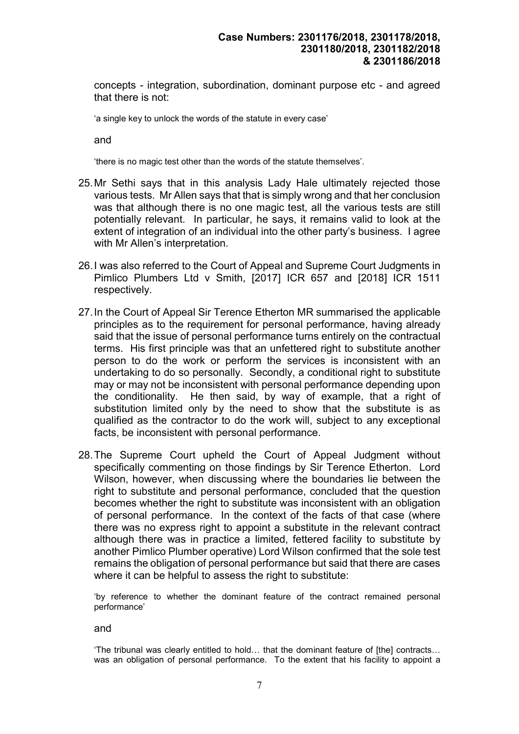concepts - integration, subordination, dominant purpose etc - and agreed that there is not:

> 'a single key to unlock the words of the statute in every case'

and

> 'there is no magic test other than the words of the statute themselves'.

25. Mr Sethi says that in this analysis Lady Hale ultimately rejected those various tests. Mr Allen says that that is simply wrong and that her conclusion was that although there is no one magic test, all the various tests are still potentially relevant. In particular, he says, it remains valid to look at the extent of integration of an individual into the other party's business. I agree with Mr Allen's interpretation.

26. I was also referred to the Court of Appeal and Supreme Court Judgments in Pimlico Plumbers Ltd v Smith, [2017] ICR 657 and [2018] ICR 1511 respectively.

27. In the Court of Appeal Sir Terence Etherton MR summarised the applicable principles as to the requirement for personal performance, having already said that the issue of personal performance turns entirely on the contractual terms. His first principle was that an unfettered right to substitute another person to do the work or perform the services is inconsistent with an undertaking to do so personally. Secondly, a conditional right to substitute may or may not be inconsistent with personal performance depending upon the conditionality. He then said, by way of example, that a right of substitution limited only by the need to show that the substitute is as qualified as the contractor to do the work will, subject to any exceptional facts, be inconsistent with personal performance.

28. The Supreme Court upheld the Court of Appeal Judgment without specifically commenting on those findings by Sir Terence Etherton. Lord Wilson, however, when discussing where the boundaries lie between the right to substitute and personal performance, concluded that the question becomes whether the right to substitute was inconsistent with an obligation of personal performance. In the context of the facts of that case (where there was no express right to appoint a substitute in the relevant contract although there was in practice a limited, fettered facility to substitute by another Pimlico Plumber operative) Lord Wilson confirmed that the sole test remains the obligation of personal performance but said that there are cases where it can be helpful to assess the right to substitute:

> 'by reference to whether the dominant feature of the contract remained personal performance'

and

> 'The tribunal was clearly entitled to hold… that the dominant feature of [the] contracts… was an obligation of personal performance. To the extent that his facility to appoint a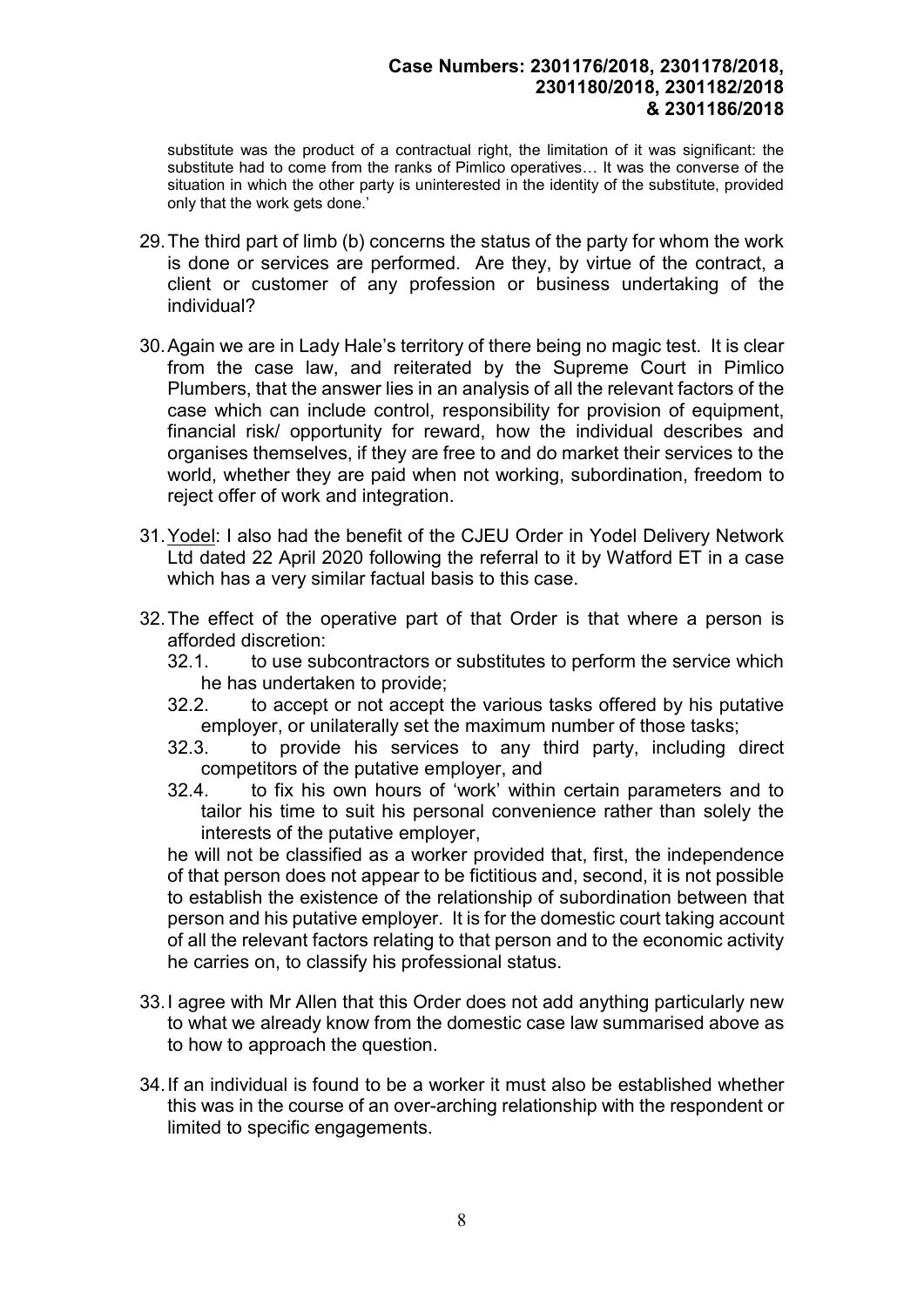substitute was the product of a contractual right, the limitation of it was significant: the substitute had to come from the ranks of Pimlico operatives… It was the converse of the situation in which the other party is uninterested in the identity of the substitute, provided only that the work gets done.'

29. The third part of limb (b) concerns the status of the party for whom the work is done or services are performed. Are they, by virtue of the contract, a client or customer of any profession or business undertaking of the individual?

30. Again we are in Lady Hale's territory of there being no magic test. It is clear from the case law, and reiterated by the Supreme Court in Pimlico Plumbers, that the answer lies in an analysis of all the relevant factors of the case which can include control, responsibility for provision of equipment, financial risk/ opportunity for reward, how the individual describes and organises themselves, if they are free to and do market their services to the world, whether they are paid when not working, subordination, freedom to reject offer of work and integration.

31. Yodel: I also had the benefit of the CJEU Order in Yodel Delivery Network Ltd dated 22 April 2020 following the referral to it by Watford ET in a case which has a very similar factual basis to this case.

32. The effect of the operative part of that Order is that where a person is afforded discretion:
    - 32.1. to use subcontractors or substitutes to perform the service which he has undertaken to provide;
    - 32.2. to accept or not accept the various tasks offered by his putative employer, or unilaterally set the maximum number of those tasks;
    - 32.3. to provide his services to any third party, including direct competitors of the putative employer, and
    - 32.4. to fix his own hours of 'work' within certain parameters and to tailor his time to suit his personal convenience rather than solely the interests of the putative employer,

    he will not be classified as a worker provided that, first, the independence of that person does not appear to be fictitious and, second, it is not possible to establish the existence of the relationship of subordination between that person and his putative employer. It is for the domestic court taking account of all the relevant factors relating to that person and to the economic activity he carries on, to classify his professional status.

33. I agree with Mr Allen that this Order does not add anything particularly new to what we already know from the domestic case law summarised above as to how to approach the question.

34. If an individual is found to be a worker it must also be established whether this was in the course of an over-arching relationship with the respondent or limited to specific engagements.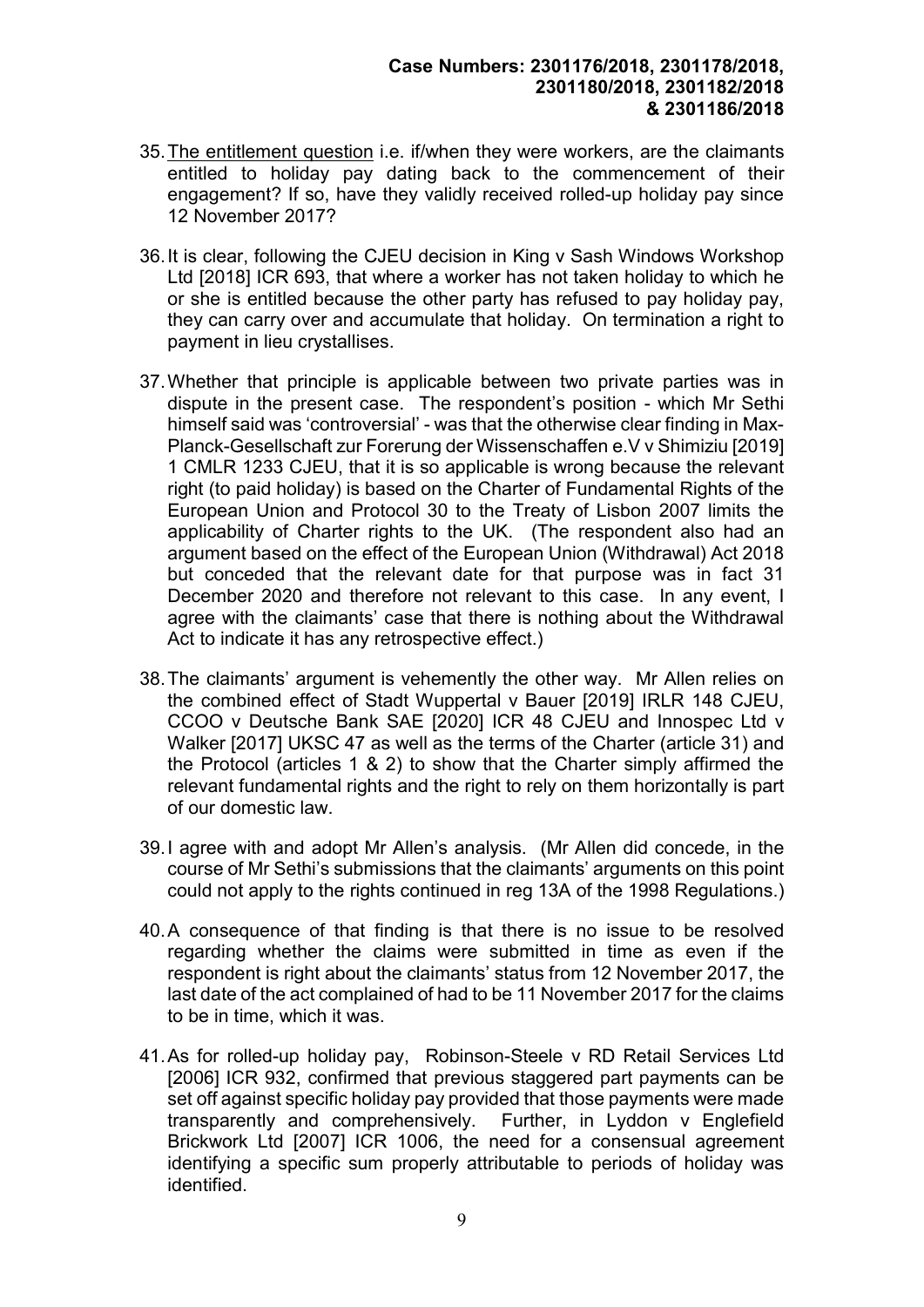35. The entitlement question i.e. if/when they were workers, are the claimants entitled to holiday pay dating back to the commencement of their engagement? If so, have they validly received rolled-up holiday pay since 12 November 2017?

36. It is clear, following the CJEU decision in King v Sash Windows Workshop Ltd [2018] ICR 693, that where a worker has not taken holiday to which he or she is entitled because the other party has refused to pay holiday pay, they can carry over and accumulate that holiday. On termination a right to payment in lieu crystallises.

37. Whether that principle is applicable between two private parties was in dispute in the present case. The respondent's position - which Mr Sethi himself said was 'controversial' - was that the otherwise clear finding in Max-Planck-Gesellschaft zur Forerung der Wissenschaffen e.V v Shimiziu [2019] 1 CMLR 1233 CJEU, that it is so applicable is wrong because the relevant right (to paid holiday) is based on the Charter of Fundamental Rights of the European Union and Protocol 30 to the Treaty of Lisbon 2007 limits the applicability of Charter rights to the UK. (The respondent also had an argument based on the effect of the European Union (Withdrawal) Act 2018 but conceded that the relevant date for that purpose was in fact 31 December 2020 and therefore not relevant to this case. In any event, I agree with the claimants' case that there is nothing about the Withdrawal Act to indicate it has any retrospective effect.)

38. The claimants' argument is vehemently the other way. Mr Allen relies on the combined effect of Stadt Wuppertal v Bauer [2019] IRLR 148 CJEU, CCOO v Deutsche Bank SAE [2020] ICR 48 CJEU and Innospec Ltd v Walker [2017] UKSC 47 as well as the terms of the Charter (article 31) and the Protocol (articles 1 & 2) to show that the Charter simply affirmed the relevant fundamental rights and the right to rely on them horizontally is part of our domestic law.

39. I agree with and adopt Mr Allen's analysis. (Mr Allen did concede, in the course of Mr Sethi's submissions that the claimants' arguments on this point could not apply to the rights continued in reg 13A of the 1998 Regulations.)

40. A consequence of that finding is that there is no issue to be resolved regarding whether the claims were submitted in time as even if the respondent is right about the claimants' status from 12 November 2017, the last date of the act complained of had to be 11 November 2017 for the claims to be in time, which it was.

41. As for rolled-up holiday pay, Robinson-Steele v RD Retail Services Ltd [2006] ICR 932, confirmed that previous staggered part payments can be set off against specific holiday pay provided that those payments were made transparently and comprehensively. Further, in Lyddon v Englefield Brickwork Ltd [2007] ICR 1006, the need for a consensual agreement identifying a specific sum properly attributable to periods of holiday was identified.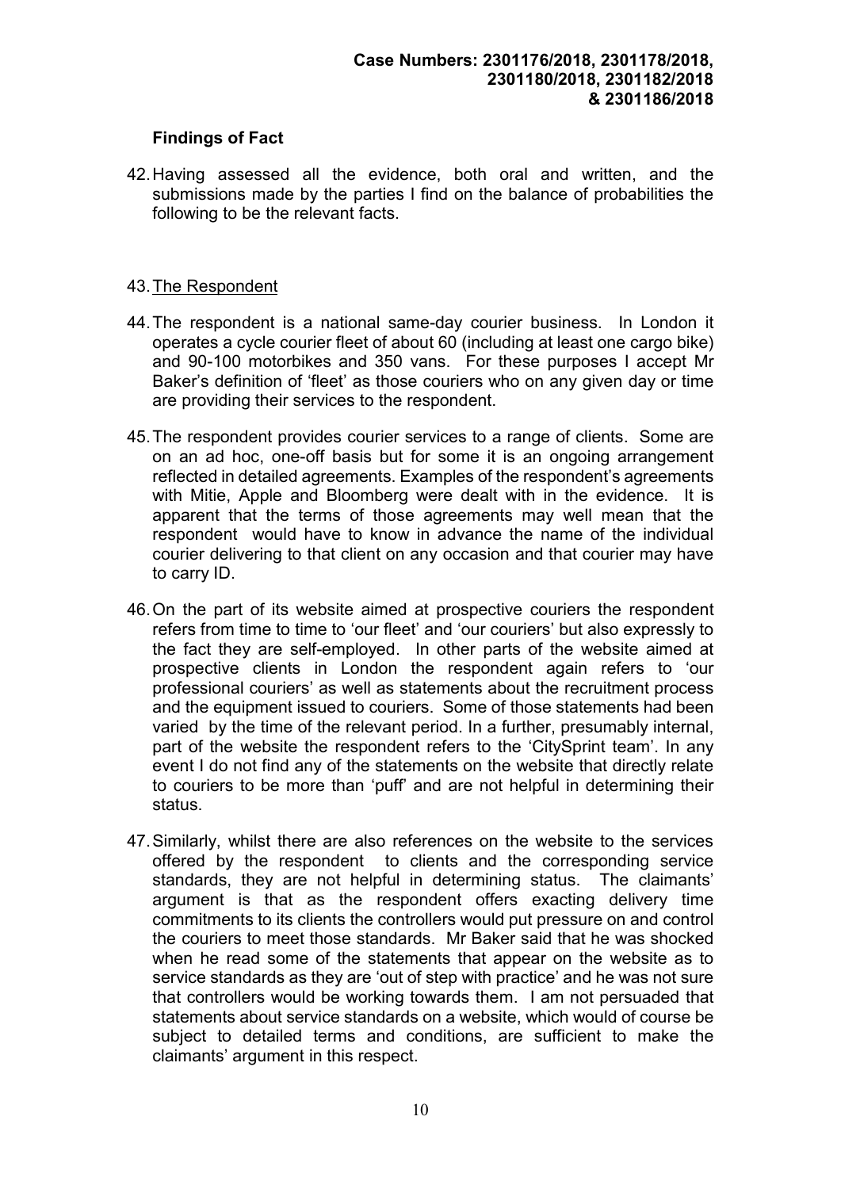**Case Numbers: 2301176/2018, 2301178/2018, 2301180/2018, 2301182/2018 & 2301186/2018**

**Findings of Fact**

42. Having assessed all the evidence, both oral and written, and the submissions made by the parties I find on the balance of probabilities the following to be the relevant facts.

43. The Respondent

44. The respondent is a national same-day courier business. In London it operates a cycle courier fleet of about 60 (including at least one cargo bike) and 90-100 motorbikes and 350 vans. For these purposes I accept Mr Baker's definition of 'fleet' as those couriers who on any given day or time are providing their services to the respondent.

45. The respondent provides courier services to a range of clients. Some are on an ad hoc, one-off basis but for some it is an ongoing arrangement reflected in detailed agreements. Examples of the respondent's agreements with Mitie, Apple and Bloomberg were dealt with in the evidence. It is apparent that the terms of those agreements may well mean that the respondent would have to know in advance the name of the individual courier delivering to that client on any occasion and that courier may have to carry ID.

46. On the part of its website aimed at prospective couriers the respondent refers from time to time to 'our fleet' and 'our couriers' but also expressly to the fact they are self-employed. In other parts of the website aimed at prospective clients in London the respondent again refers to 'our professional couriers' as well as statements about the recruitment process and the equipment issued to couriers. Some of those statements had been varied by the time of the relevant period. In a further, presumably internal, part of the website the respondent refers to the 'CitySprint team'. In any event I do not find any of the statements on the website that directly relate to couriers to be more than 'puff' and are not helpful in determining their status.

47. Similarly, whilst there are also references on the website to the services offered by the respondent to clients and the corresponding service standards, they are not helpful in determining status. The claimants' argument is that as the respondent offers exacting delivery time commitments to its clients the controllers would put pressure on and control the couriers to meet those standards. Mr Baker said that he was shocked when he read some of the statements that appear on the website as to service standards as they are 'out of step with practice' and he was not sure that controllers would be working towards them. I am not persuaded that statements about service standards on a website, which would of course be subject to detailed terms and conditions, are sufficient to make the claimants' argument in this respect.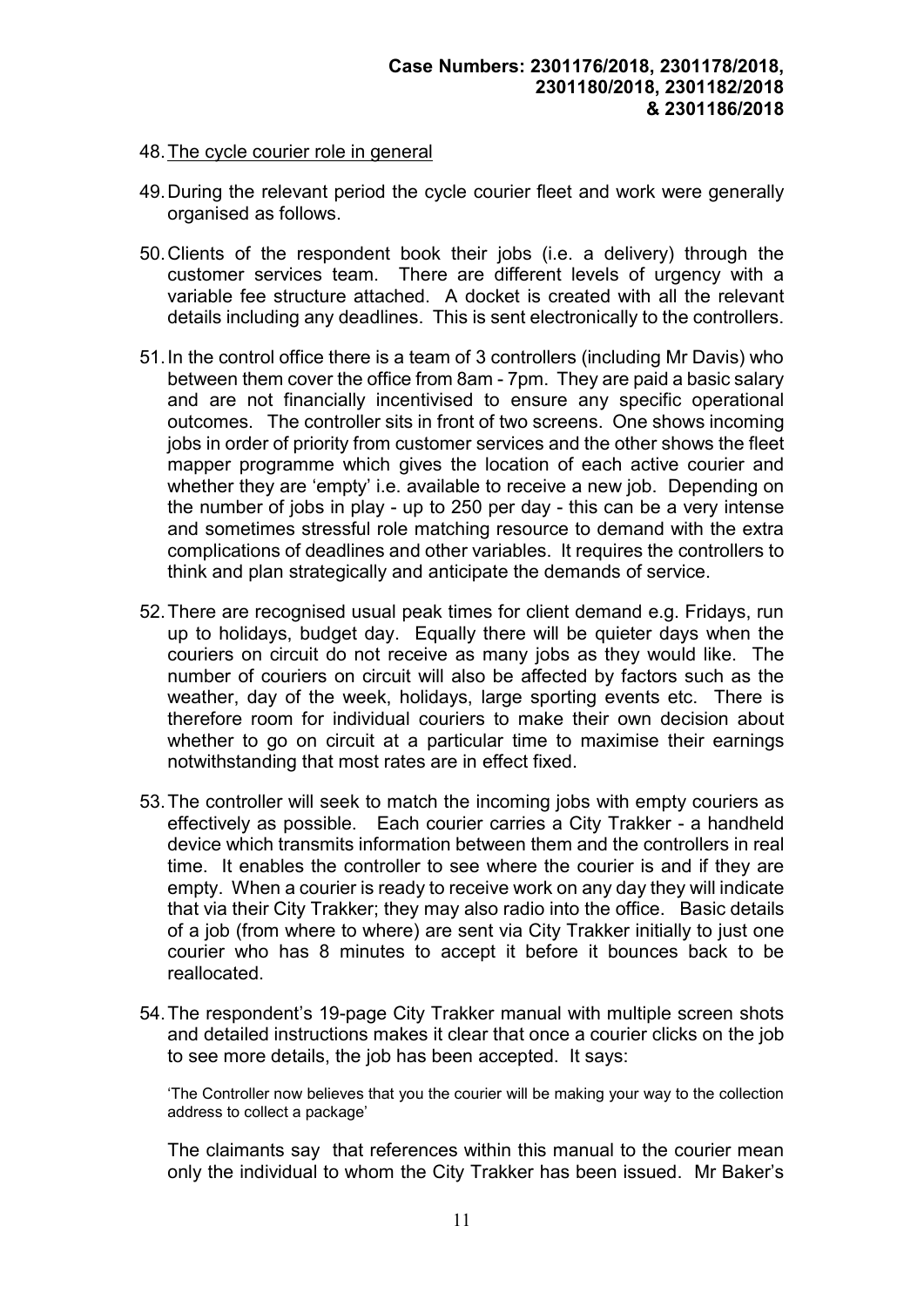48. The cycle courier role in general

49. During the relevant period the cycle courier fleet and work were generally organised as follows.

50. Clients of the respondent book their jobs (i.e. a delivery) through the customer services team. There are different levels of urgency with a variable fee structure attached. A docket is created with all the relevant details including any deadlines. This is sent electronically to the controllers.

51. In the control office there is a team of 3 controllers (including Mr Davis) who between them cover the office from 8am - 7pm. They are paid a basic salary and are not financially incentivised to ensure any specific operational outcomes. The controller sits in front of two screens. One shows incoming jobs in order of priority from customer services and the other shows the fleet mapper programme which gives the location of each active courier and whether they are 'empty' i.e. available to receive a new job. Depending on the number of jobs in play - up to 250 per day - this can be a very intense and sometimes stressful role matching resource to demand with the extra complications of deadlines and other variables. It requires the controllers to think and plan strategically and anticipate the demands of service.

52. There are recognised usual peak times for client demand e.g. Fridays, run up to holidays, budget day. Equally there will be quieter days when the couriers on circuit do not receive as many jobs as they would like. The number of couriers on circuit will also be affected by factors such as the weather, day of the week, holidays, large sporting events etc. There is therefore room for individual couriers to make their own decision about whether to go on circuit at a particular time to maximise their earnings notwithstanding that most rates are in effect fixed.

53. The controller will seek to match the incoming jobs with empty couriers as effectively as possible. Each courier carries a City Trakker - a handheld device which transmits information between them and the controllers in real time. It enables the controller to see where the courier is and if they are empty. When a courier is ready to receive work on any day they will indicate that via their City Trakker; they may also radio into the office. Basic details of a job (from where to where) are sent via City Trakker initially to just one courier who has 8 minutes to accept it before it bounces back to be reallocated.

54. The respondent's 19-page City Trakker manual with multiple screen shots and detailed instructions makes it clear that once a courier clicks on the job to see more details, the job has been accepted. It says:

> 'The Controller now believes that you the courier will be making your way to the collection address to collect a package'

The claimants say that references within this manual to the courier mean only the individual to whom the City Trakker has been issued. Mr Baker's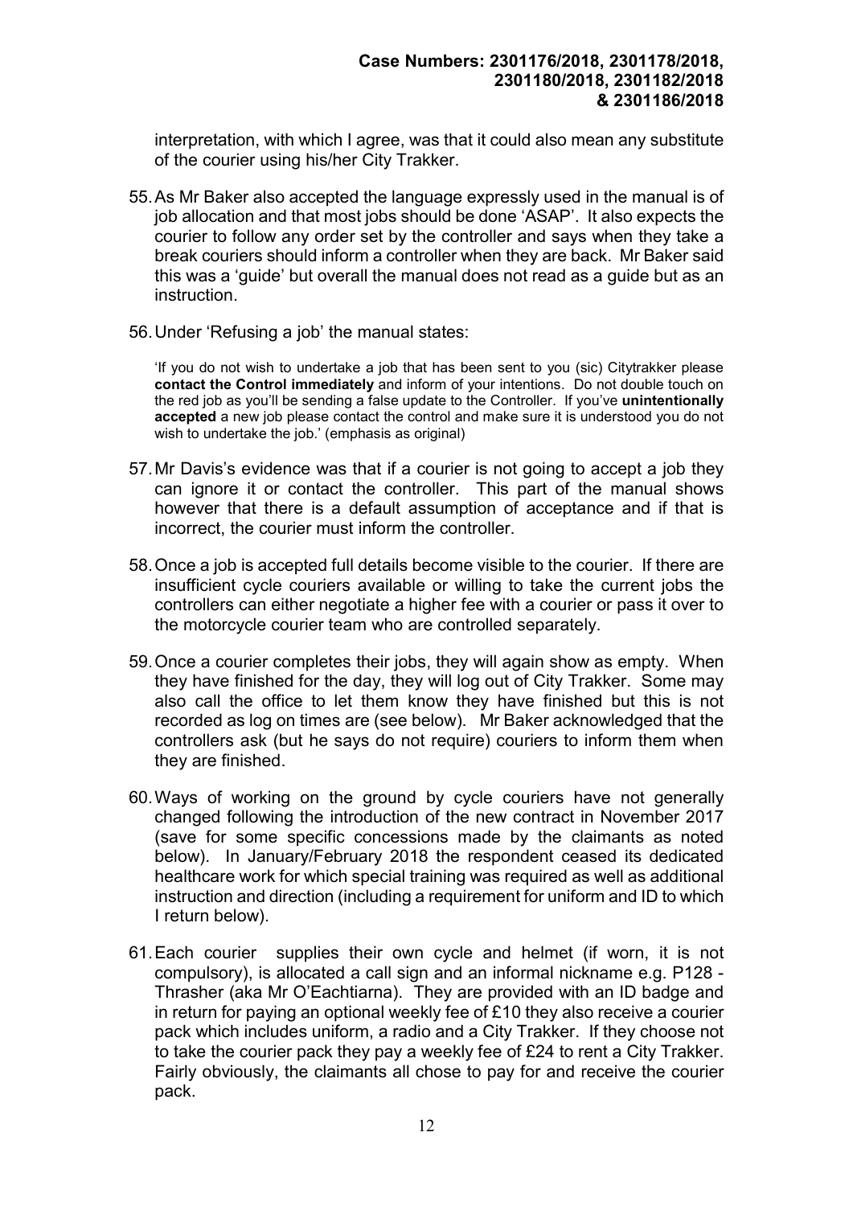interpretation, with which I agree, was that it could also mean any substitute of the courier using his/her City Trakker.

55. As Mr Baker also accepted the language expressly used in the manual is of job allocation and that most jobs should be done 'ASAP'. It also expects the courier to follow any order set by the controller and says when they take a break couriers should inform a controller when they are back. Mr Baker said this was a 'guide' but overall the manual does not read as a guide but as an instruction.

56. Under 'Refusing a job' the manual states:

> 'If you do not wish to undertake a job that has been sent to you (sic) Citytrakker please **contact the Control immediately** and inform of your intentions. Do not double touch on the red job as you'll be sending a false update to the Controller. If you've **unintentionally accepted** a new job please contact the control and make sure it is understood you do not wish to undertake the job.' (emphasis as original)

57. Mr Davis's evidence was that if a courier is not going to accept a job they can ignore it or contact the controller. This part of the manual shows however that there is a default assumption of acceptance and if that is incorrect, the courier must inform the controller.

58. Once a job is accepted full details become visible to the courier. If there are insufficient cycle couriers available or willing to take the current jobs the controllers can either negotiate a higher fee with a courier or pass it over to the motorcycle courier team who are controlled separately.

59. Once a courier completes their jobs, they will again show as empty. When they have finished for the day, they will log out of City Trakker. Some may also call the office to let them know they have finished but this is not recorded as log on times are (see below). Mr Baker acknowledged that the controllers ask (but he says do not require) couriers to inform them when they are finished.

60. Ways of working on the ground by cycle couriers have not generally changed following the introduction of the new contract in November 2017 (save for some specific concessions made by the claimants as noted below). In January/February 2018 the respondent ceased its dedicated healthcare work for which special training was required as well as additional instruction and direction (including a requirement for uniform and ID to which I return below).

61. Each courier supplies their own cycle and helmet (if worn, it is not compulsory), is allocated a call sign and an informal nickname e.g. P128 - Thrasher (aka Mr O'Eachtiarna). They are provided with an ID badge and in return for paying an optional weekly fee of £10 they also receive a courier pack which includes uniform, a radio and a City Trakker. If they choose not to take the courier pack they pay a weekly fee of £24 to rent a City Trakker. Fairly obviously, the claimants all chose to pay for and receive the courier pack.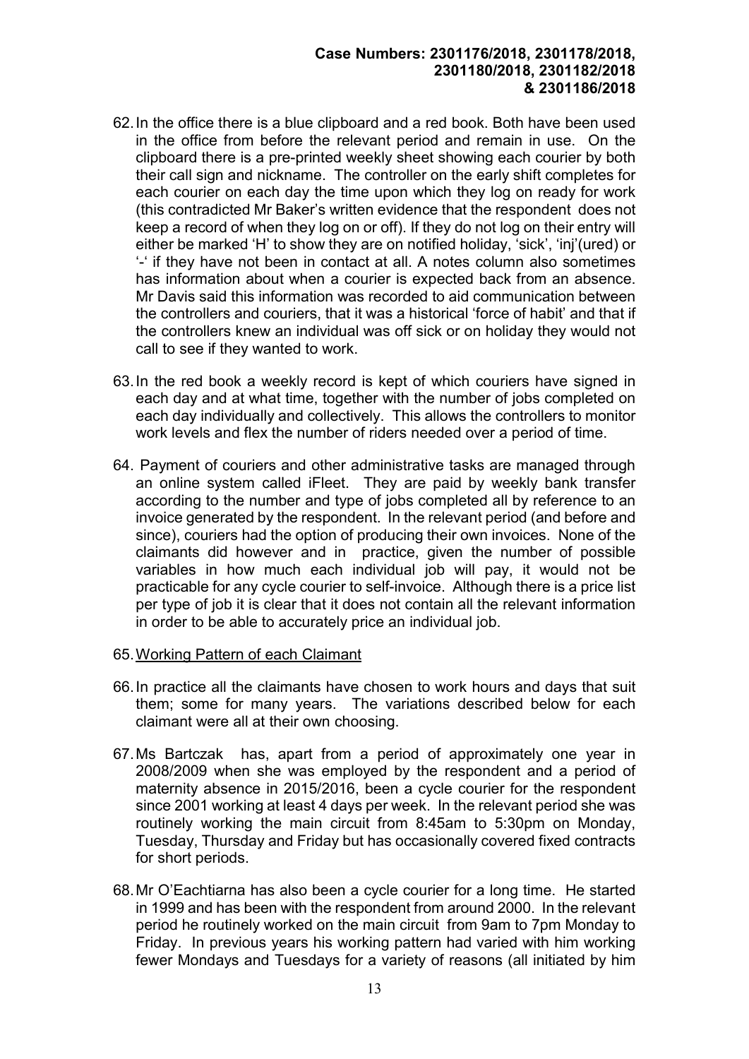62. In the office there is a blue clipboard and a red book. Both have been used in the office from before the relevant period and remain in use. On the clipboard there is a pre-printed weekly sheet showing each courier by both their call sign and nickname. The controller on the early shift completes for each courier on each day the time upon which they log on ready for work (this contradicted Mr Baker's written evidence that the respondent does not keep a record of when they log on or off). If they do not log on their entry will either be marked 'H' to show they are on notified holiday, 'sick', 'inj'(ured) or '-' if they have not been in contact at all. A notes column also sometimes has information about when a courier is expected back from an absence. Mr Davis said this information was recorded to aid communication between the controllers and couriers, that it was a historical 'force of habit' and that if the controllers knew an individual was off sick or on holiday they would not call to see if they wanted to work.

63. In the red book a weekly record is kept of which couriers have signed in each day and at what time, together with the number of jobs completed on each day individually and collectively. This allows the controllers to monitor work levels and flex the number of riders needed over a period of time.

64. Payment of couriers and other administrative tasks are managed through an online system called iFleet. They are paid by weekly bank transfer according to the number and type of jobs completed all by reference to an invoice generated by the respondent. In the relevant period (and before and since), couriers had the option of producing their own invoices. None of the claimants did however and in practice, given the number of possible variables in how much each individual job will pay, it would not be practicable for any cycle courier to self-invoice. Although there is a price list per type of job it is clear that it does not contain all the relevant information in order to be able to accurately price an individual job.

65. <u>Working Pattern of each Claimant</u>

66. In practice all the claimants have chosen to work hours and days that suit them; some for many years. The variations described below for each claimant were all at their own choosing.

67. Ms Bartczak has, apart from a period of approximately one year in 2008/2009 when she was employed by the respondent and a period of maternity absence in 2015/2016, been a cycle courier for the respondent since 2001 working at least 4 days per week. In the relevant period she was routinely working the main circuit from 8:45am to 5:30pm on Monday, Tuesday, Thursday and Friday but has occasionally covered fixed contracts for short periods.

68. Mr O'Eachtiarna has also been a cycle courier for a long time. He started in 1999 and has been with the respondent from around 2000. In the relevant period he routinely worked on the main circuit from 9am to 7pm Monday to Friday. In previous years his working pattern had varied with him working fewer Mondays and Tuesdays for a variety of reasons (all initiated by him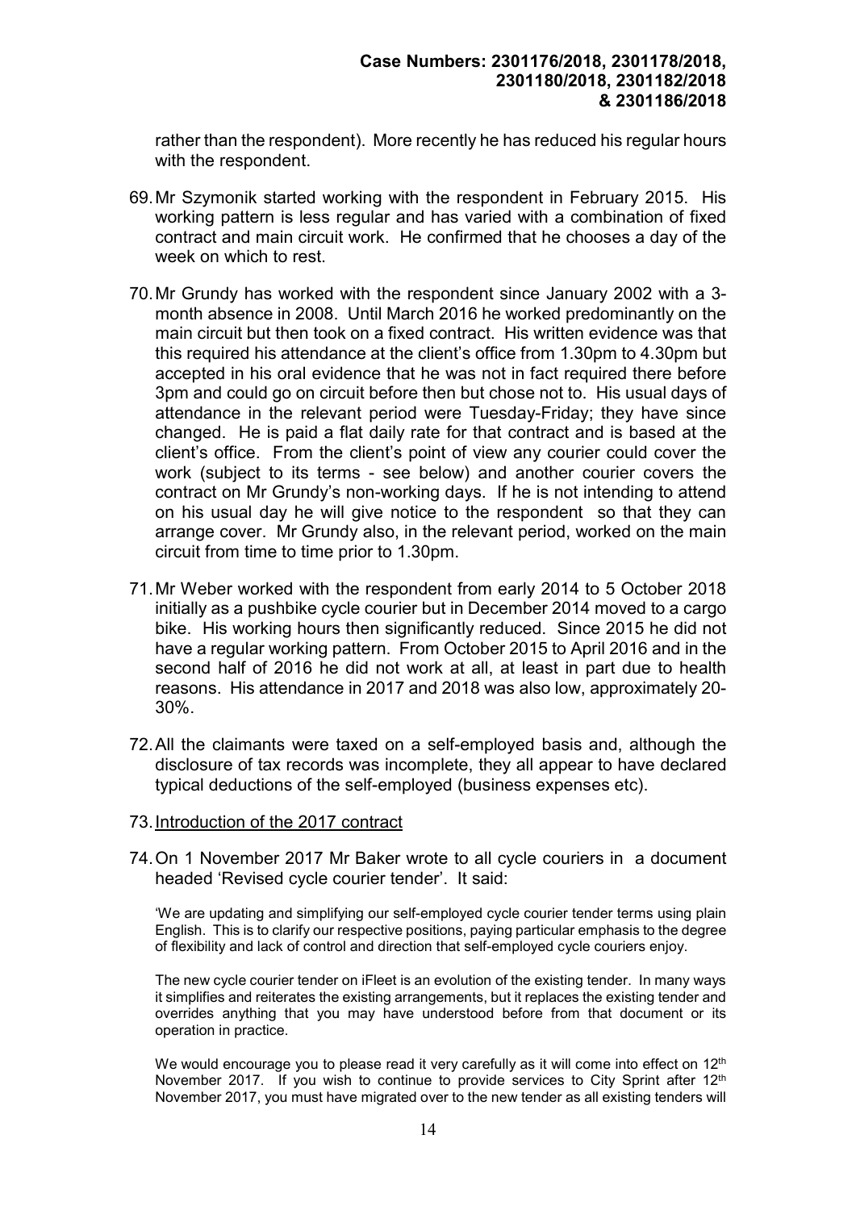rather than the respondent). More recently he has reduced his regular hours with the respondent.

69. Mr Szymonik started working with the respondent in February 2015. His working pattern is less regular and has varied with a combination of fixed contract and main circuit work. He confirmed that he chooses a day of the week on which to rest.

70. Mr Grundy has worked with the respondent since January 2002 with a 3-month absence in 2008. Until March 2016 he worked predominantly on the main circuit but then took on a fixed contract. His written evidence was that this required his attendance at the client's office from 1.30pm to 4.30pm but accepted in his oral evidence that he was not in fact required there before 3pm and could go on circuit before then but chose not to. His usual days of attendance in the relevant period were Tuesday-Friday; they have since changed. He is paid a flat daily rate for that contract and is based at the client's office. From the client's point of view any courier could cover the work (subject to its terms - see below) and another courier covers the contract on Mr Grundy's non-working days. If he is not intending to attend on his usual day he will give notice to the respondent so that they can arrange cover. Mr Grundy also, in the relevant period, worked on the main circuit from time to time prior to 1.30pm.

71. Mr Weber worked with the respondent from early 2014 to 5 October 2018 initially as a pushbike cycle courier but in December 2014 moved to a cargo bike. His working hours then significantly reduced. Since 2015 he did not have a regular working pattern. From October 2015 to April 2016 and in the second half of 2016 he did not work at all, at least in part due to health reasons. His attendance in 2017 and 2018 was also low, approximately 20-30%.

72. All the claimants were taxed on a self-employed basis and, although the disclosure of tax records was incomplete, they all appear to have declared typical deductions of the self-employed (business expenses etc).

73. <u>Introduction of the 2017 contract</u>

74. On 1 November 2017 Mr Baker wrote to all cycle couriers in a document headed 'Revised cycle courier tender'. It said:

> 'We are updating and simplifying our self-employed cycle courier tender terms using plain English. This is to clarify our respective positions, paying particular emphasis to the degree of flexibility and lack of control and direction that self-employed cycle couriers enjoy.
>
> The new cycle courier tender on iFleet is an evolution of the existing tender. In many ways it simplifies and reiterates the existing arrangements, but it replaces the existing tender and overrides anything that you may have understood before from that document or its operation in practice.
>
> We would encourage you to please read it very carefully as it will come into effect on 12th November 2017. If you wish to continue to provide services to City Sprint after 12th November 2017, you must have migrated over to the new tender as all existing tenders will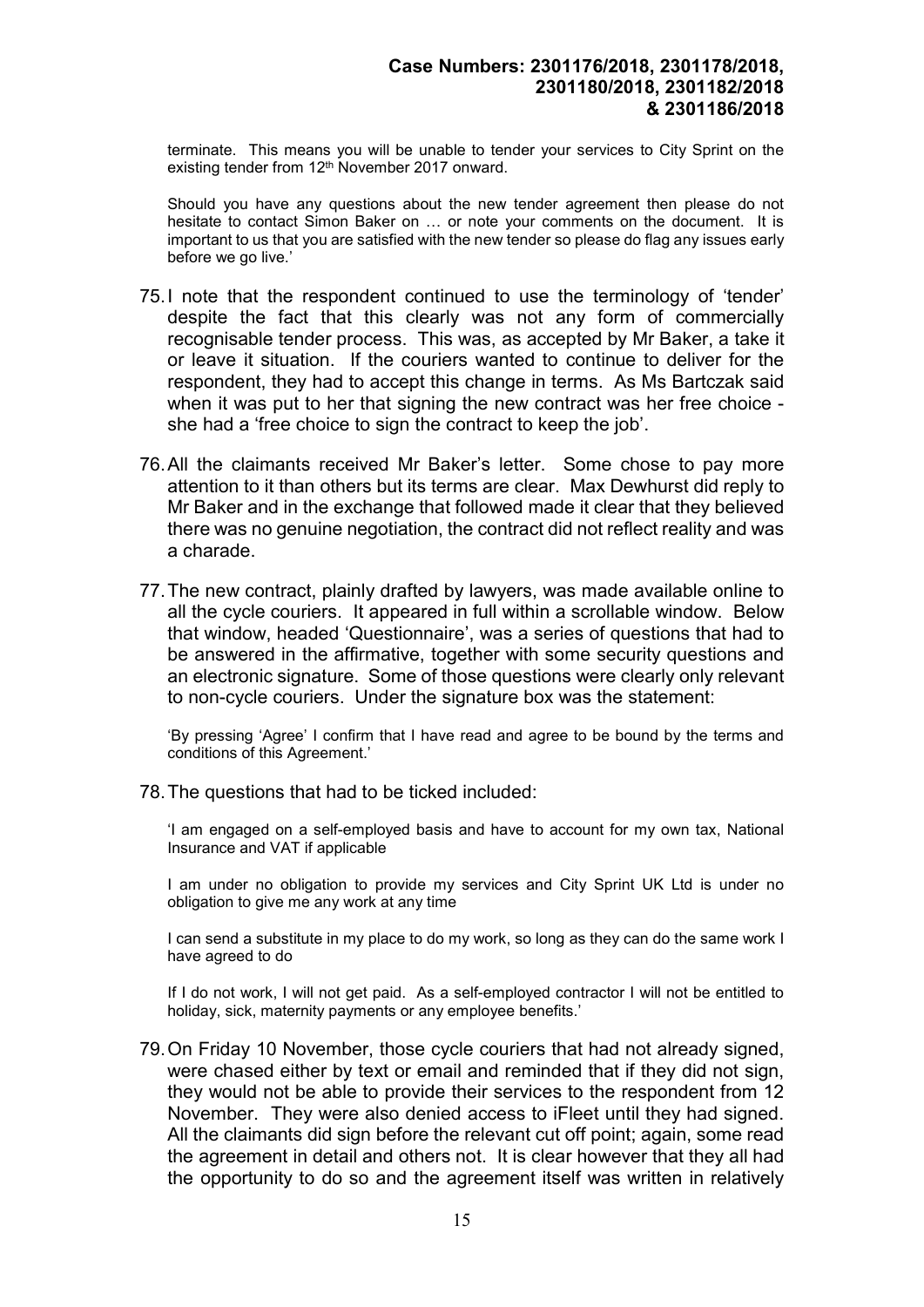terminate. This means you will be unable to tender your services to City Sprint on the existing tender from 12th November 2017 onward.

> Should you have any questions about the new tender agreement then please do not hesitate to contact Simon Baker on … or note your comments on the document. It is important to us that you are satisfied with the new tender so please do flag any issues early before we go live.'

75. I note that the respondent continued to use the terminology of 'tender' despite the fact that this clearly was not any form of commercially recognisable tender process. This was, as accepted by Mr Baker, a take it or leave it situation. If the couriers wanted to continue to deliver for the respondent, they had to accept this change in terms. As Ms Bartczak said when it was put to her that signing the new contract was her free choice - she had a 'free choice to sign the contract to keep the job'.

76. All the claimants received Mr Baker's letter. Some chose to pay more attention to it than others but its terms are clear. Max Dewhurst did reply to Mr Baker and in the exchange that followed made it clear that they believed there was no genuine negotiation, the contract did not reflect reality and was a charade.

77. The new contract, plainly drafted by lawyers, was made available online to all the cycle couriers. It appeared in full within a scrollable window. Below that window, headed 'Questionnaire', was a series of questions that had to be answered in the affirmative, together with some security questions and an electronic signature. Some of those questions were clearly only relevant to non-cycle couriers. Under the signature box was the statement:

> 'By pressing 'Agree' I confirm that I have read and agree to be bound by the terms and conditions of this Agreement.'

78. The questions that had to be ticked included:

> 'I am engaged on a self-employed basis and have to account for my own tax, National Insurance and VAT if applicable
>
> I am under no obligation to provide my services and City Sprint UK Ltd is under no obligation to give me any work at any time
>
> I can send a substitute in my place to do my work, so long as they can do the same work I have agreed to do
>
> If I do not work, I will not get paid. As a self-employed contractor I will not be entitled to holiday, sick, maternity payments or any employee benefits.'

79. On Friday 10 November, those cycle couriers that had not already signed, were chased either by text or email and reminded that if they did not sign, they would not be able to provide their services to the respondent from 12 November. They were also denied access to iFleet until they had signed. All the claimants did sign before the relevant cut off point; again, some read the agreement in detail and others not. It is clear however that they all had the opportunity to do so and the agreement itself was written in relatively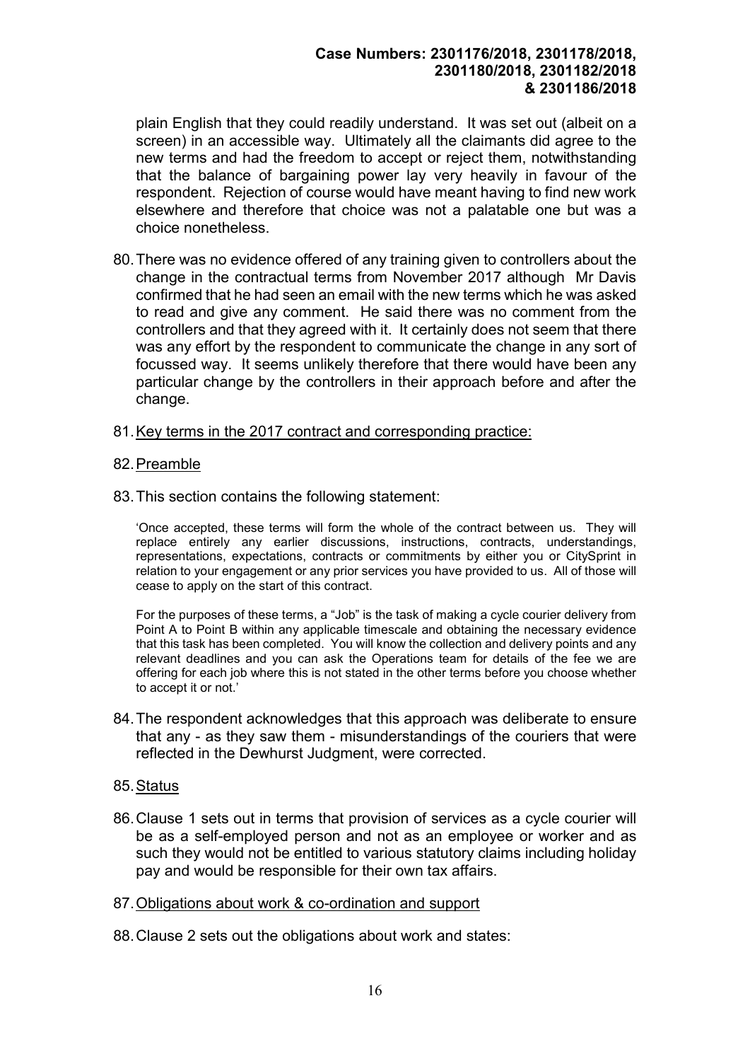plain English that they could readily understand. It was set out (albeit on a screen) in an accessible way. Ultimately all the claimants did agree to the new terms and had the freedom to accept or reject them, notwithstanding that the balance of bargaining power lay very heavily in favour of the respondent. Rejection of course would have meant having to find new work elsewhere and therefore that choice was not a palatable one but was a choice nonetheless.

80. There was no evidence offered of any training given to controllers about the change in the contractual terms from November 2017 although Mr Davis confirmed that he had seen an email with the new terms which he was asked to read and give any comment. He said there was no comment from the controllers and that they agreed with it. It certainly does not seem that there was any effort by the respondent to communicate the change in any sort of focussed way. It seems unlikely therefore that there would have been any particular change by the controllers in their approach before and after the change.

81. <u>Key terms in the 2017 contract and corresponding practice:</u>

82. <u>Preamble</u>

83. This section contains the following statement:

> 'Once accepted, these terms will form the whole of the contract between us. They will replace entirely any earlier discussions, instructions, contracts, understandings, representations, expectations, contracts or commitments by either you or CitySprint in relation to your engagement or any prior services you have provided to us. All of those will cease to apply on the start of this contract.
>
> For the purposes of these terms, a "Job" is the task of making a cycle courier delivery from Point A to Point B within any applicable timescale and obtaining the necessary evidence that this task has been completed. You will know the collection and delivery points and any relevant deadlines and you can ask the Operations team for details of the fee we are offering for each job where this is not stated in the other terms before you choose whether to accept it or not.'

84. The respondent acknowledges that this approach was deliberate to ensure that any - as they saw them - misunderstandings of the couriers that were reflected in the Dewhurst Judgment, were corrected.

85. <u>Status</u>

86. Clause 1 sets out in terms that provision of services as a cycle courier will be as a self-employed person and not as an employee or worker and as such they would not be entitled to various statutory claims including holiday pay and would be responsible for their own tax affairs.

87. <u>Obligations about work & co-ordination and support</u>

88. Clause 2 sets out the obligations about work and states: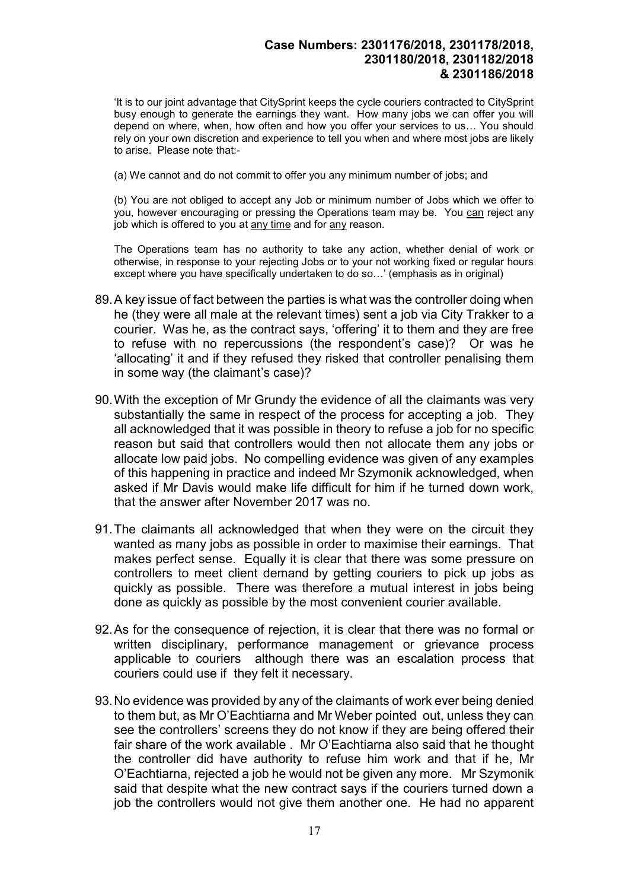'It is to our joint advantage that CitySprint keeps the cycle couriers contracted to CitySprint busy enough to generate the earnings they want. How many jobs we can offer you will depend on where, when, how often and how you offer your services to us… You should rely on your own discretion and experience to tell you when and where most jobs are likely to arise. Please note that:-

(a) We cannot and do not commit to offer you any minimum number of jobs; and

(b) You are not obliged to accept any Job or minimum number of Jobs which we offer to you, however encouraging or pressing the Operations team may be. You <u>can</u> reject any job which is offered to you at <u>any time</u> and for <u>any</u> reason.

The Operations team has no authority to take any action, whether denial of work or otherwise, in response to your rejecting Jobs or to your not working fixed or regular hours except where you have specifically undertaken to do so…' (emphasis as in original)

89. A key issue of fact between the parties is what was the controller doing when he (they were all male at the relevant times) sent a job via City Trakker to a courier. Was he, as the contract says, 'offering' it to them and they are free to refuse with no repercussions (the respondent's case)? Or was he 'allocating' it and if they refused they risked that controller penalising them in some way (the claimant's case)?

90. With the exception of Mr Grundy the evidence of all the claimants was very substantially the same in respect of the process for accepting a job. They all acknowledged that it was possible in theory to refuse a job for no specific reason but said that controllers would then not allocate them any jobs or allocate low paid jobs. No compelling evidence was given of any examples of this happening in practice and indeed Mr Szymonik acknowledged, when asked if Mr Davis would make life difficult for him if he turned down work, that the answer after November 2017 was no.

91. The claimants all acknowledged that when they were on the circuit they wanted as many jobs as possible in order to maximise their earnings. That makes perfect sense. Equally it is clear that there was some pressure on controllers to meet client demand by getting couriers to pick up jobs as quickly as possible. There was therefore a mutual interest in jobs being done as quickly as possible by the most convenient courier available.

92. As for the consequence of rejection, it is clear that there was no formal or written disciplinary, performance management or grievance process applicable to couriers although there was an escalation process that couriers could use if they felt it necessary.

93. No evidence was provided by any of the claimants of work ever being denied to them but, as Mr O'Eachtiarna and Mr Weber pointed out, unless they can see the controllers' screens they do not know if they are being offered their fair share of the work available . Mr O'Eachtiarna also said that he thought the controller did have authority to refuse him work and that if he, Mr O'Eachtiarna, rejected a job he would not be given any more. Mr Szymonik said that despite what the new contract says if the couriers turned down a job the controllers would not give them another one. He had no apparent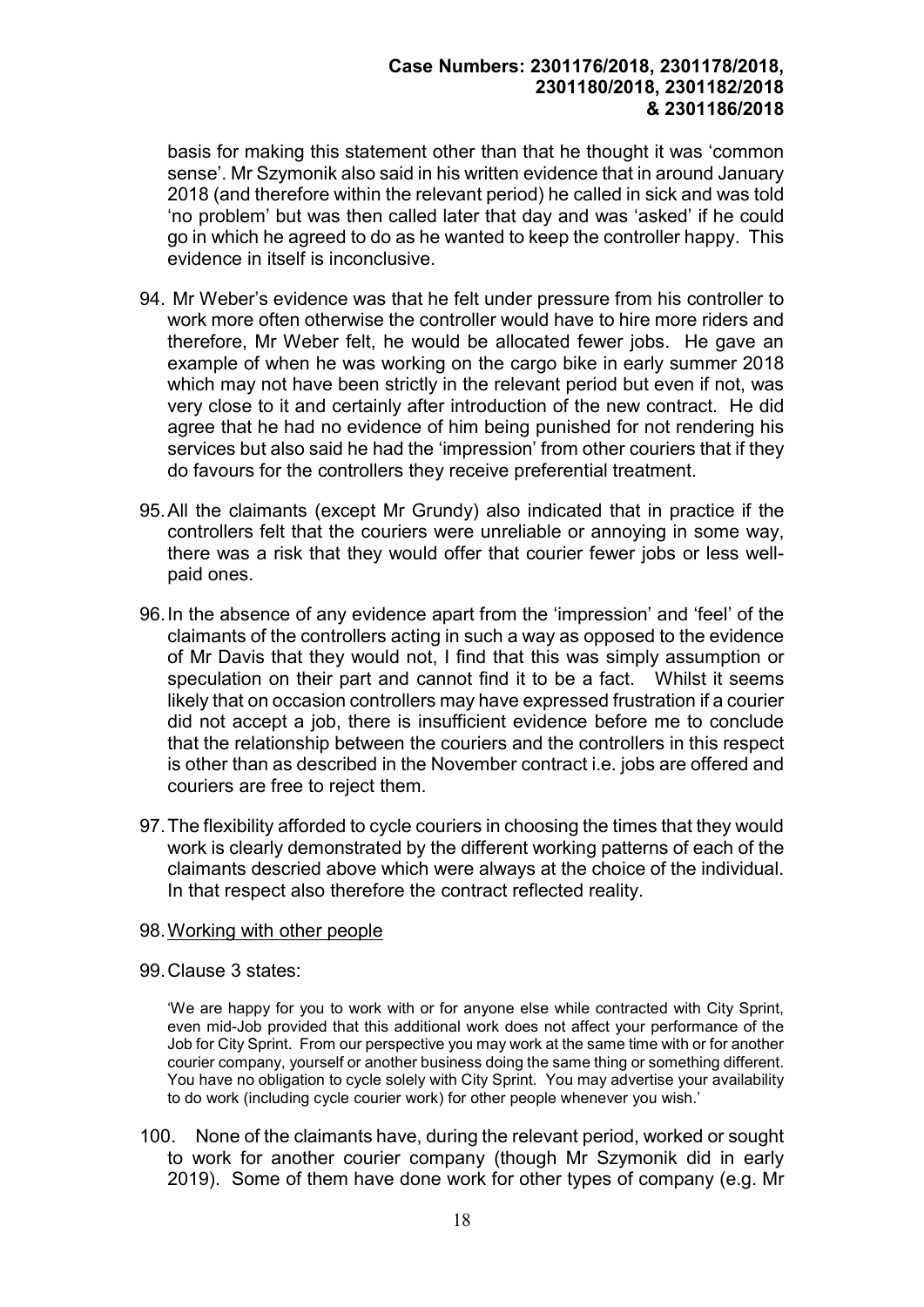basis for making this statement other than that he thought it was 'common sense'. Mr Szymonik also said in his written evidence that in around January 2018 (and therefore within the relevant period) he called in sick and was told 'no problem' but was then called later that day and was 'asked' if he could go in which he agreed to do as he wanted to keep the controller happy. This evidence in itself is inconclusive.

94. Mr Weber's evidence was that he felt under pressure from his controller to work more often otherwise the controller would have to hire more riders and therefore, Mr Weber felt, he would be allocated fewer jobs. He gave an example of when he was working on the cargo bike in early summer 2018 which may not have been strictly in the relevant period but even if not, was very close to it and certainly after introduction of the new contract. He did agree that he had no evidence of him being punished for not rendering his services but also said he had the 'impression' from other couriers that if they do favours for the controllers they receive preferential treatment.

95. All the claimants (except Mr Grundy) also indicated that in practice if the controllers felt that the couriers were unreliable or annoying in some way, there was a risk that they would offer that courier fewer jobs or less well-paid ones.

96. In the absence of any evidence apart from the 'impression' and 'feel' of the claimants of the controllers acting in such a way as opposed to the evidence of Mr Davis that they would not, I find that this was simply assumption or speculation on their part and cannot find it to be a fact. Whilst it seems likely that on occasion controllers may have expressed frustration if a courier did not accept a job, there is insufficient evidence before me to conclude that the relationship between the couriers and the controllers in this respect is other than as described in the November contract i.e. jobs are offered and couriers are free to reject them.

97. The flexibility afforded to cycle couriers in choosing the times that they would work is clearly demonstrated by the different working patterns of each of the claimants descried above which were always at the choice of the individual. In that respect also therefore the contract reflected reality.

98. Working with other people

99. Clause 3 states:

> 'We are happy for you to work with or for anyone else while contracted with City Sprint, even mid-Job provided that this additional work does not affect your performance of the Job for City Sprint. From our perspective you may work at the same time with or for another courier company, yourself or another business doing the same thing or something different. You have no obligation to cycle solely with City Sprint. You may advertise your availability to do work (including cycle courier work) for other people whenever you wish.'

100. None of the claimants have, during the relevant period, worked or sought to work for another courier company (though Mr Szymonik did in early 2019). Some of them have done work for other types of company (e.g. Mr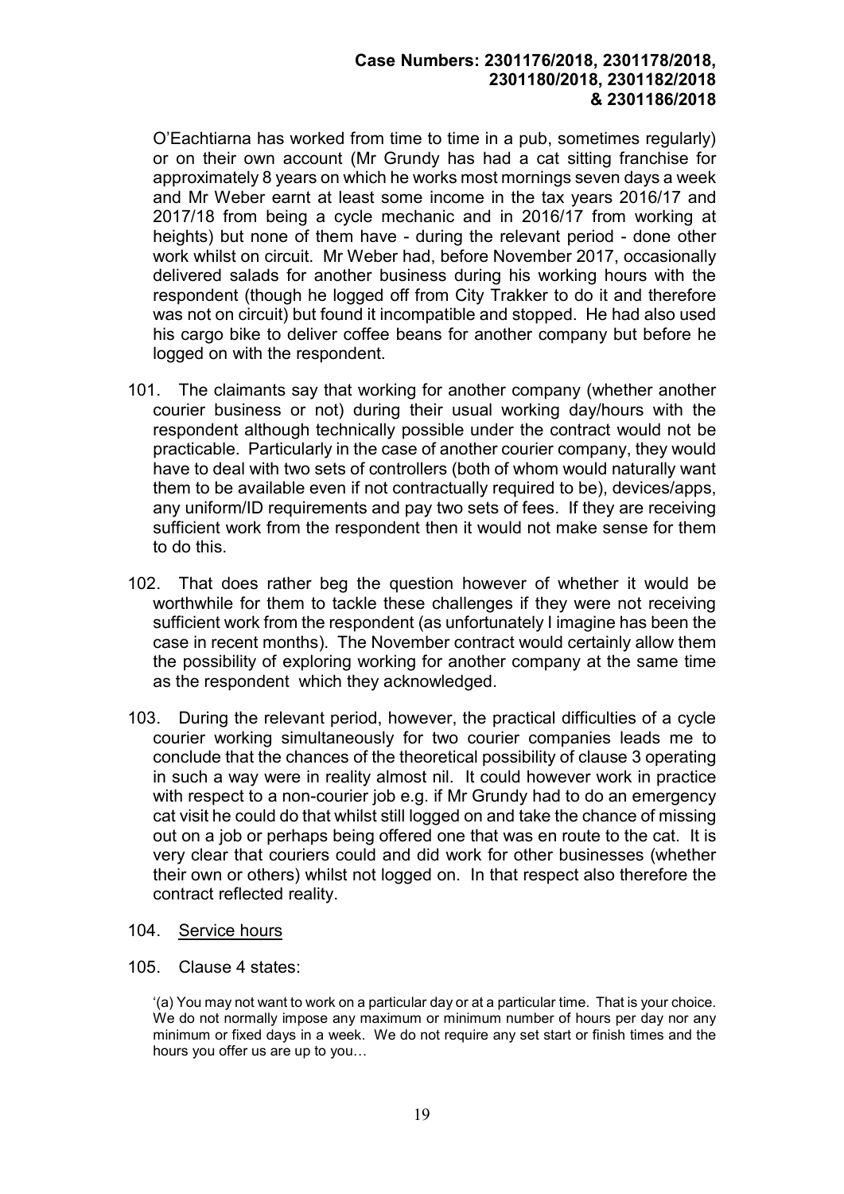O'Eachtiarna has worked from time to time in a pub, sometimes regularly) or on their own account (Mr Grundy has had a cat sitting franchise for approximately 8 years on which he works most mornings seven days a week and Mr Weber earnt at least some income in the tax years 2016/17 and 2017/18 from being a cycle mechanic and in 2016/17 from working at heights) but none of them have - during the relevant period - done other work whilst on circuit. Mr Weber had, before November 2017, occasionally delivered salads for another business during his working hours with the respondent (though he logged off from City Trakker to do it and therefore was not on circuit) but found it incompatible and stopped. He had also used his cargo bike to deliver coffee beans for another company but before he logged on with the respondent.

101. The claimants say that working for another company (whether another courier business or not) during their usual working day/hours with the respondent although technically possible under the contract would not be practicable. Particularly in the case of another courier company, they would have to deal with two sets of controllers (both of whom would naturally want them to be available even if not contractually required to be), devices/apps, any uniform/ID requirements and pay two sets of fees. If they are receiving sufficient work from the respondent then it would not make sense for them to do this.

102. That does rather beg the question however of whether it would be worthwhile for them to tackle these challenges if they were not receiving sufficient work from the respondent (as unfortunately I imagine has been the case in recent months). The November contract would certainly allow them the possibility of exploring working for another company at the same time as the respondent which they acknowledged.

103. During the relevant period, however, the practical difficulties of a cycle courier working simultaneously for two courier companies leads me to conclude that the chances of the theoretical possibility of clause 3 operating in such a way were in reality almost nil. It could however work in practice with respect to a non-courier job e.g. if Mr Grundy had to do an emergency cat visit he could do that whilst still logged on and take the chance of missing out on a job or perhaps being offered one that was en route to the cat. It is very clear that couriers could and did work for other businesses (whether their own or others) whilst not logged on. In that respect also therefore the contract reflected reality.

104. <u>Service hours</u>

105. Clause 4 states:

> '(a) You may not want to work on a particular day or at a particular time. That is your choice. We do not normally impose any maximum or minimum number of hours per day nor any minimum or fixed days in a week. We do not require any set start or finish times and the hours you offer us are up to you…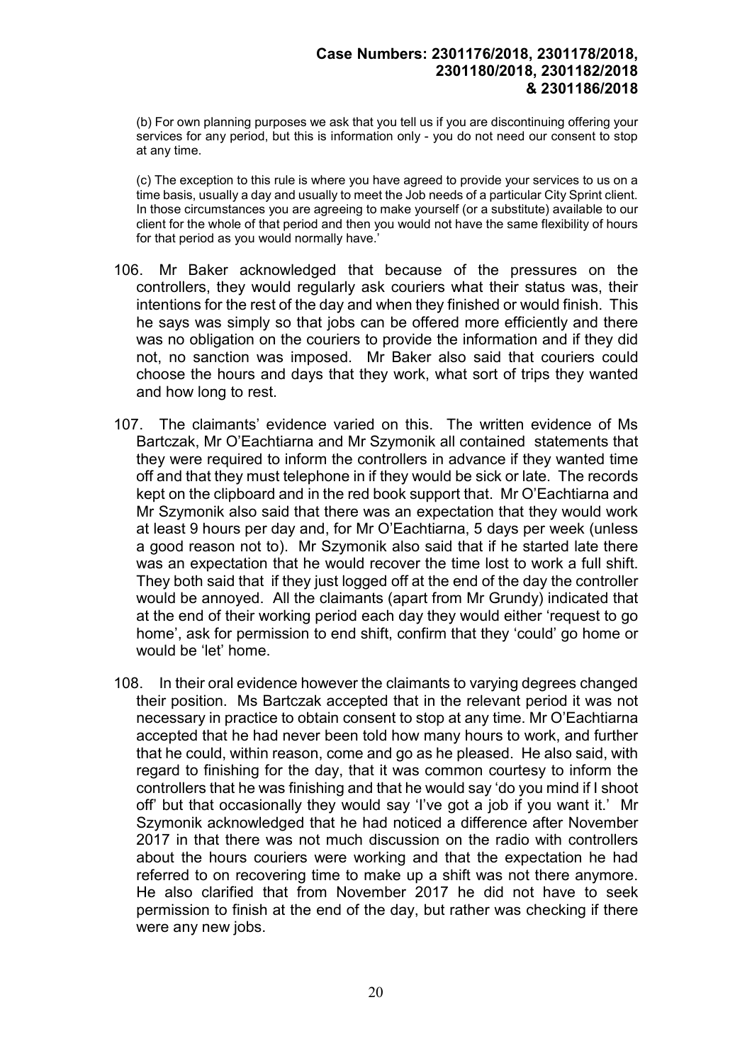(b) For own planning purposes we ask that you tell us if you are discontinuing offering your services for any period, but this is information only - you do not need our consent to stop at any time.

(c) The exception to this rule is where you have agreed to provide your services to us on a time basis, usually a day and usually to meet the Job needs of a particular City Sprint client. In those circumstances you are agreeing to make yourself (or a substitute) available to our client for the whole of that period and then you would not have the same flexibility of hours for that period as you would normally have.'

106. Mr Baker acknowledged that because of the pressures on the controllers, they would regularly ask couriers what their status was, their intentions for the rest of the day and when they finished or would finish. This he says was simply so that jobs can be offered more efficiently and there was no obligation on the couriers to provide the information and if they did not, no sanction was imposed. Mr Baker also said that couriers could choose the hours and days that they work, what sort of trips they wanted and how long to rest.

107. The claimants' evidence varied on this. The written evidence of Ms Bartczak, Mr O'Eachtiarna and Mr Szymonik all contained statements that they were required to inform the controllers in advance if they wanted time off and that they must telephone in if they would be sick or late. The records kept on the clipboard and in the red book support that. Mr O'Eachtiarna and Mr Szymonik also said that there was an expectation that they would work at least 9 hours per day and, for Mr O'Eachtiarna, 5 days per week (unless a good reason not to). Mr Szymonik also said that if he started late there was an expectation that he would recover the time lost to work a full shift. They both said that if they just logged off at the end of the day the controller would be annoyed. All the claimants (apart from Mr Grundy) indicated that at the end of their working period each day they would either 'request to go home', ask for permission to end shift, confirm that they 'could' go home or would be 'let' home.

108. In their oral evidence however the claimants to varying degrees changed their position. Ms Bartczak accepted that in the relevant period it was not necessary in practice to obtain consent to stop at any time. Mr O'Eachtiarna accepted that he had never been told how many hours to work, and further that he could, within reason, come and go as he pleased. He also said, with regard to finishing for the day, that it was common courtesy to inform the controllers that he was finishing and that he would say 'do you mind if I shoot off' but that occasionally they would say 'I've got a job if you want it.' Mr Szymonik acknowledged that he had noticed a difference after November 2017 in that there was not much discussion on the radio with controllers about the hours couriers were working and that the expectation he had referred to on recovering time to make up a shift was not there anymore. He also clarified that from November 2017 he did not have to seek permission to finish at the end of the day, but rather was checking if there were any new jobs.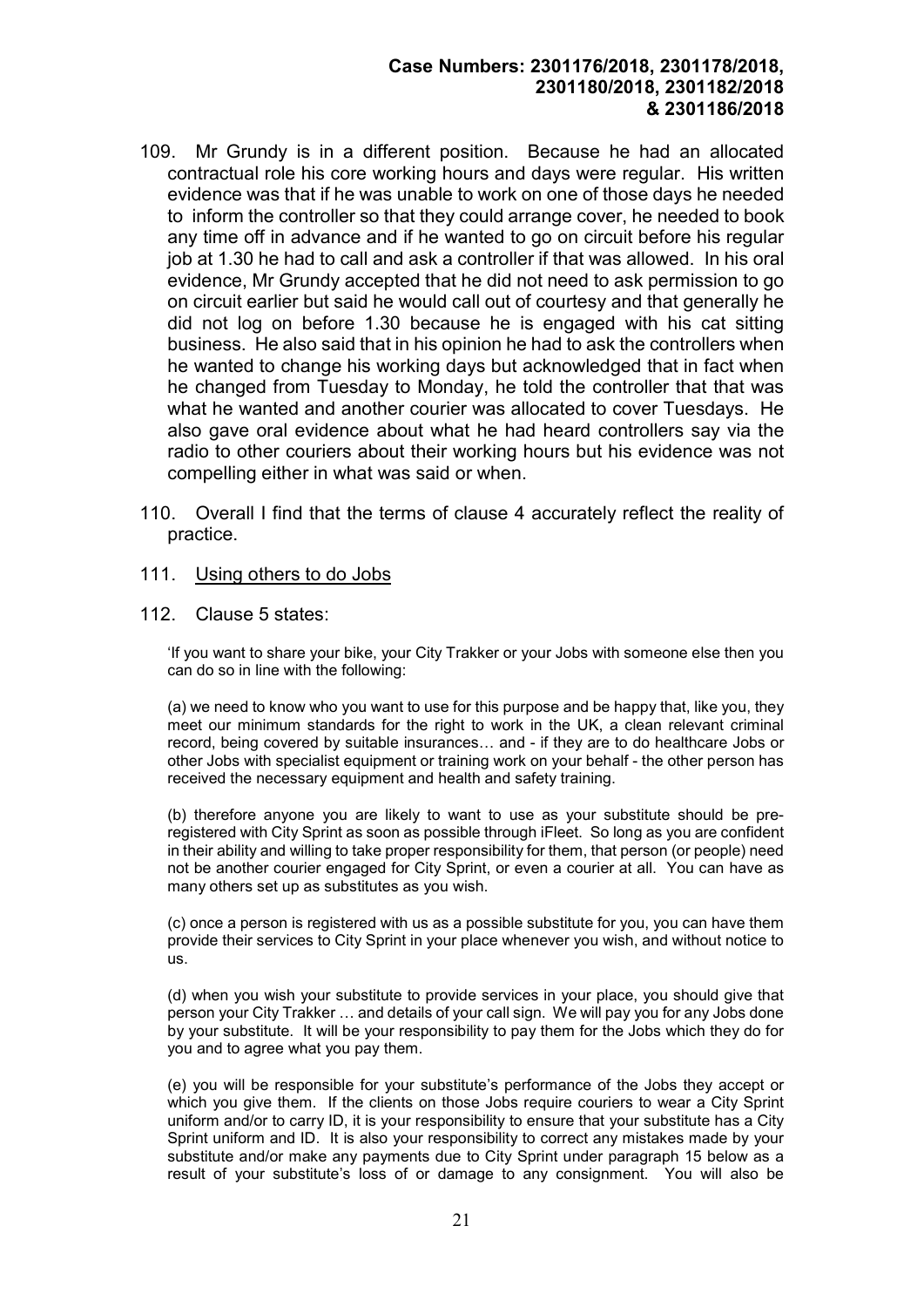109. Mr Grundy is in a different position. Because he had an allocated contractual role his core working hours and days were regular. His written evidence was that if he was unable to work on one of those days he needed to inform the controller so that they could arrange cover, he needed to book any time off in advance and if he wanted to go on circuit before his regular job at 1.30 he had to call and ask a controller if that was allowed. In his oral evidence, Mr Grundy accepted that he did not need to ask permission to go on circuit earlier but said he would call out of courtesy and that generally he did not log on before 1.30 because he is engaged with his cat sitting business. He also said that in his opinion he had to ask the controllers when he wanted to change his working days but acknowledged that in fact when he changed from Tuesday to Monday, he told the controller that that was what he wanted and another courier was allocated to cover Tuesdays. He also gave oral evidence about what he had heard controllers say via the radio to other couriers about their working hours but his evidence was not compelling either in what was said or when.

110. Overall I find that the terms of clause 4 accurately reflect the reality of practice.

111. Using others to do Jobs

112. Clause 5 states:

> 'If you want to share your bike, your City Trakker or your Jobs with someone else then you can do so in line with the following:
>
> (a) we need to know who you want to use for this purpose and be happy that, like you, they meet our minimum standards for the right to work in the UK, a clean relevant criminal record, being covered by suitable insurances… and - if they are to do healthcare Jobs or other Jobs with specialist equipment or training work on your behalf - the other person has received the necessary equipment and health and safety training.
>
> (b) therefore anyone you are likely to want to use as your substitute should be pre-registered with City Sprint as soon as possible through iFleet. So long as you are confident in their ability and willing to take proper responsibility for them, that person (or people) need not be another courier engaged for City Sprint, or even a courier at all. You can have as many others set up as substitutes as you wish.
>
> (c) once a person is registered with us as a possible substitute for you, you can have them provide their services to City Sprint in your place whenever you wish, and without notice to us.
>
> (d) when you wish your substitute to provide services in your place, you should give that person your City Trakker … and details of your call sign. We will pay you for any Jobs done by your substitute. It will be your responsibility to pay them for the Jobs which they do for you and to agree what you pay them.
>
> (e) you will be responsible for your substitute's performance of the Jobs they accept or which you give them. If the clients on those Jobs require couriers to wear a City Sprint uniform and/or to carry ID, it is your responsibility to ensure that your substitute has a City Sprint uniform and ID. It is also your responsibility to correct any mistakes made by your substitute and/or make any payments due to City Sprint under paragraph 15 below as a result of your substitute's loss of or damage to any consignment. You will also be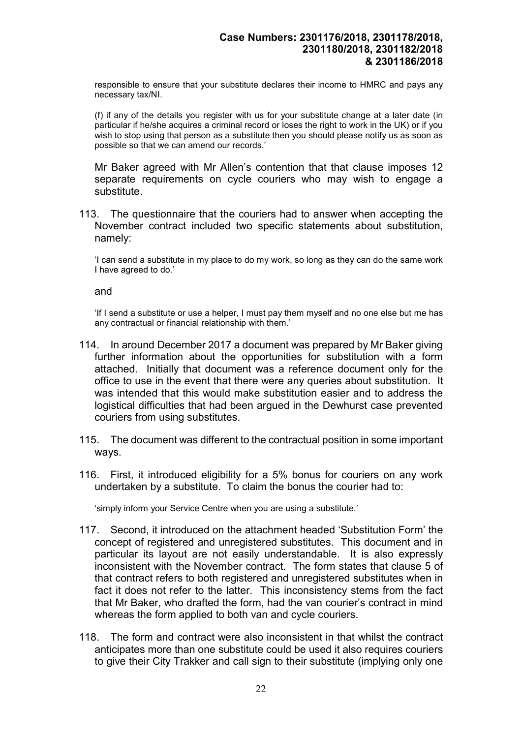responsible to ensure that your substitute declares their income to HMRC and pays any necessary tax/NI.

(f) if any of the details you register with us for your substitute change at a later date (in particular if he/she acquires a criminal record or loses the right to work in the UK) or if you wish to stop using that person as a substitute then you should please notify us as soon as possible so that we can amend our records.'

Mr Baker agreed with Mr Allen's contention that that clause imposes 12 separate requirements on cycle couriers who may wish to engage a substitute.

113. The questionnaire that the couriers had to answer when accepting the November contract included two specific statements about substitution, namely:

'I can send a substitute in my place to do my work, so long as they can do the same work I have agreed to do.'

and

'If I send a substitute or use a helper, I must pay them myself and no one else but me has any contractual or financial relationship with them.'

114. In around December 2017 a document was prepared by Mr Baker giving further information about the opportunities for substitution with a form attached. Initially that document was a reference document only for the office to use in the event that there were any queries about substitution. It was intended that this would make substitution easier and to address the logistical difficulties that had been argued in the Dewhurst case prevented couriers from using substitutes.

115. The document was different to the contractual position in some important ways.

116. First, it introduced eligibility for a 5% bonus for couriers on any work undertaken by a substitute. To claim the bonus the courier had to:

'simply inform your Service Centre when you are using a substitute.'

117. Second, it introduced on the attachment headed 'Substitution Form' the concept of registered and unregistered substitutes. This document and in particular its layout are not easily understandable. It is also expressly inconsistent with the November contract. The form states that clause 5 of that contract refers to both registered and unregistered substitutes when in fact it does not refer to the latter. This inconsistency stems from the fact that Mr Baker, who drafted the form, had the van courier's contract in mind whereas the form applied to both van and cycle couriers.

118. The form and contract were also inconsistent in that whilst the contract anticipates more than one substitute could be used it also requires couriers to give their City Trakker and call sign to their substitute (implying only one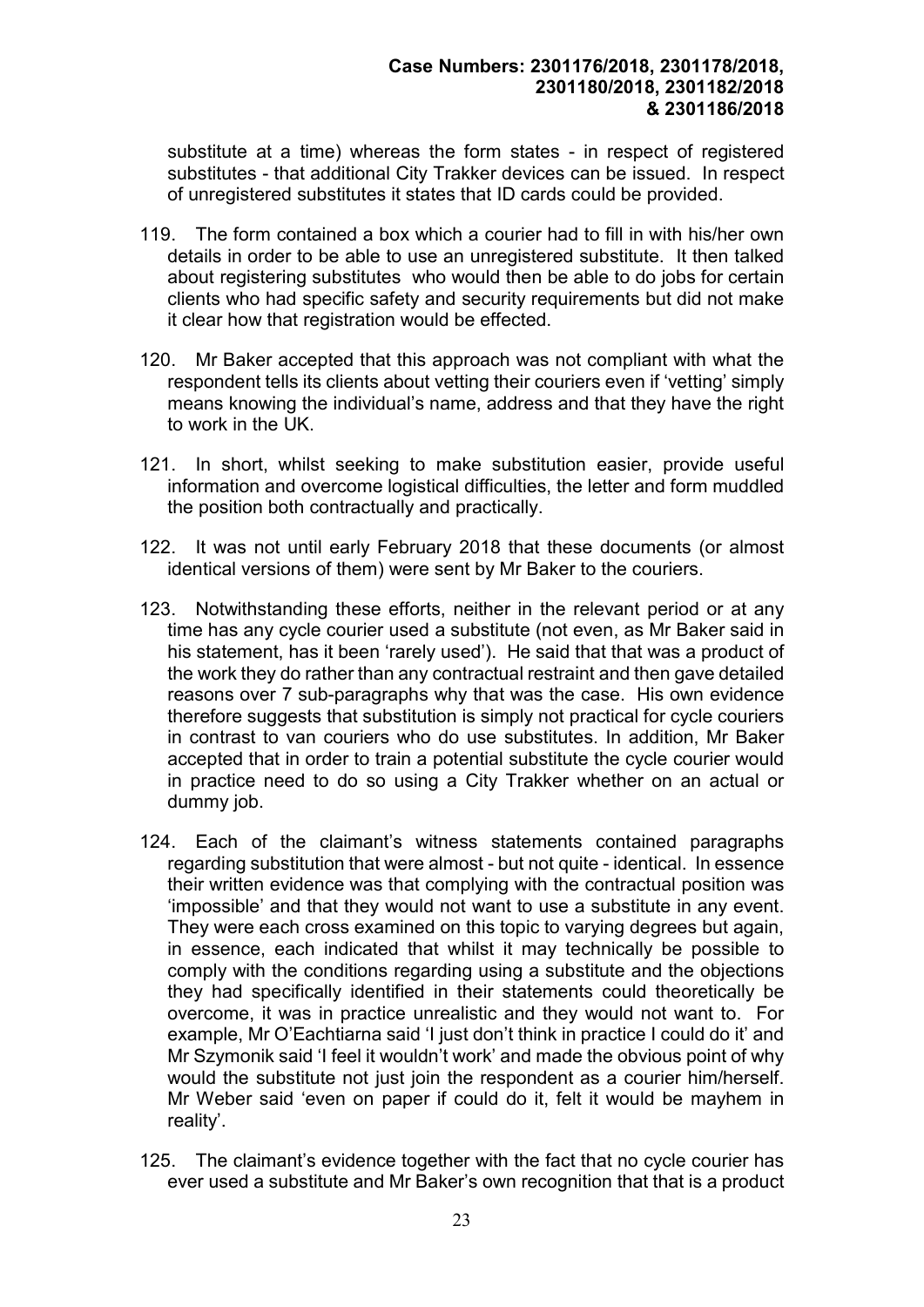substitute at a time) whereas the form states - in respect of registered substitutes - that additional City Trakker devices can be issued. In respect of unregistered substitutes it states that ID cards could be provided.

119. The form contained a box which a courier had to fill in with his/her own details in order to be able to use an unregistered substitute. It then talked about registering substitutes who would then be able to do jobs for certain clients who had specific safety and security requirements but did not make it clear how that registration would be effected.

120. Mr Baker accepted that this approach was not compliant with what the respondent tells its clients about vetting their couriers even if 'vetting' simply means knowing the individual's name, address and that they have the right to work in the UK.

121. In short, whilst seeking to make substitution easier, provide useful information and overcome logistical difficulties, the letter and form muddled the position both contractually and practically.

122. It was not until early February 2018 that these documents (or almost identical versions of them) were sent by Mr Baker to the couriers.

123. Notwithstanding these efforts, neither in the relevant period or at any time has any cycle courier used a substitute (not even, as Mr Baker said in his statement, has it been 'rarely used'). He said that that was a product of the work they do rather than any contractual restraint and then gave detailed reasons over 7 sub-paragraphs why that was the case. His own evidence therefore suggests that substitution is simply not practical for cycle couriers in contrast to van couriers who do use substitutes. In addition, Mr Baker accepted that in order to train a potential substitute the cycle courier would in practice need to do so using a City Trakker whether on an actual or dummy job.

124. Each of the claimant's witness statements contained paragraphs regarding substitution that were almost - but not quite - identical. In essence their written evidence was that complying with the contractual position was 'impossible' and that they would not want to use a substitute in any event. They were each cross examined on this topic to varying degrees but again, in essence, each indicated that whilst it may technically be possible to comply with the conditions regarding using a substitute and the objections they had specifically identified in their statements could theoretically be overcome, it was in practice unrealistic and they would not want to. For example, Mr O'Eachtiarna said 'I just don't think in practice I could do it' and Mr Szymonik said 'I feel it wouldn't work' and made the obvious point of why would the substitute not just join the respondent as a courier him/herself. Mr Weber said 'even on paper if could do it, felt it would be mayhem in reality'.

125. The claimant's evidence together with the fact that no cycle courier has ever used a substitute and Mr Baker's own recognition that that is a product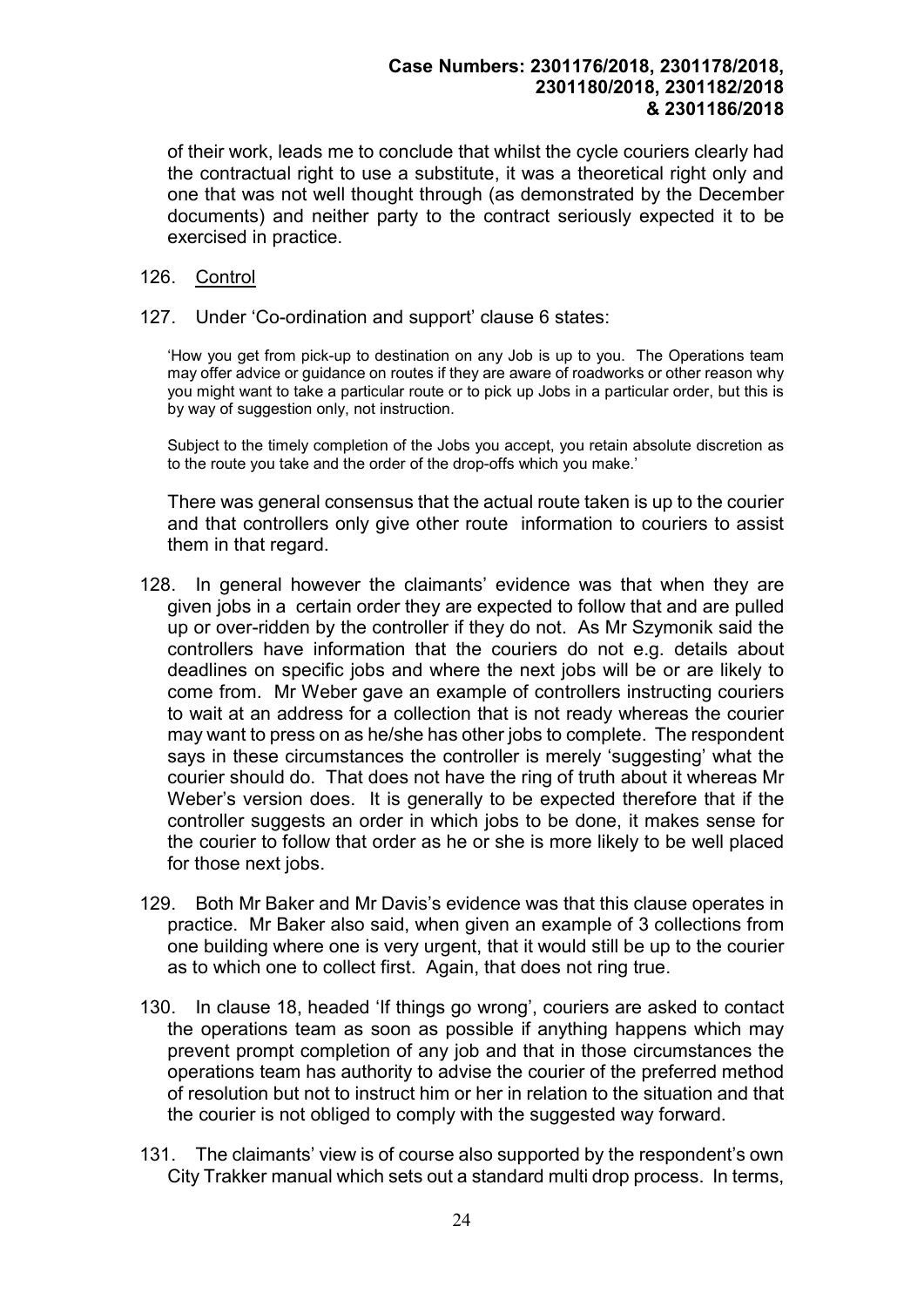of their work, leads me to conclude that whilst the cycle couriers clearly had the contractual right to use a substitute, it was a theoretical right only and one that was not well thought through (as demonstrated by the December documents) and neither party to the contract seriously expected it to be exercised in practice.

126. Control

127. Under 'Co-ordination and support' clause 6 states:

> 'How you get from pick-up to destination on any Job is up to you. The Operations team may offer advice or guidance on routes if they are aware of roadworks or other reason why you might want to take a particular route or to pick up Jobs in a particular order, but this is by way of suggestion only, not instruction.
>
> Subject to the timely completion of the Jobs you accept, you retain absolute discretion as to the route you take and the order of the drop-offs which you make.'

There was general consensus that the actual route taken is up to the courier and that controllers only give other route information to couriers to assist them in that regard.

128. In general however the claimants' evidence was that when they are given jobs in a certain order they are expected to follow that and are pulled up or over-ridden by the controller if they do not. As Mr Szymonik said the controllers have information that the couriers do not e.g. details about deadlines on specific jobs and where the next jobs will be or are likely to come from. Mr Weber gave an example of controllers instructing couriers to wait at an address for a collection that is not ready whereas the courier may want to press on as he/she has other jobs to complete. The respondent says in these circumstances the controller is merely 'suggesting' what the courier should do. That does not have the ring of truth about it whereas Mr Weber's version does. It is generally to be expected therefore that if the controller suggests an order in which jobs to be done, it makes sense for the courier to follow that order as he or she is more likely to be well placed for those next jobs.

129. Both Mr Baker and Mr Davis's evidence was that this clause operates in practice. Mr Baker also said, when given an example of 3 collections from one building where one is very urgent, that it would still be up to the courier as to which one to collect first. Again, that does not ring true.

130. In clause 18, headed 'If things go wrong', couriers are asked to contact the operations team as soon as possible if anything happens which may prevent prompt completion of any job and that in those circumstances the operations team has authority to advise the courier of the preferred method of resolution but not to instruct him or her in relation to the situation and that the courier is not obliged to comply with the suggested way forward.

131. The claimants' view is of course also supported by the respondent's own City Trakker manual which sets out a standard multi drop process. In terms,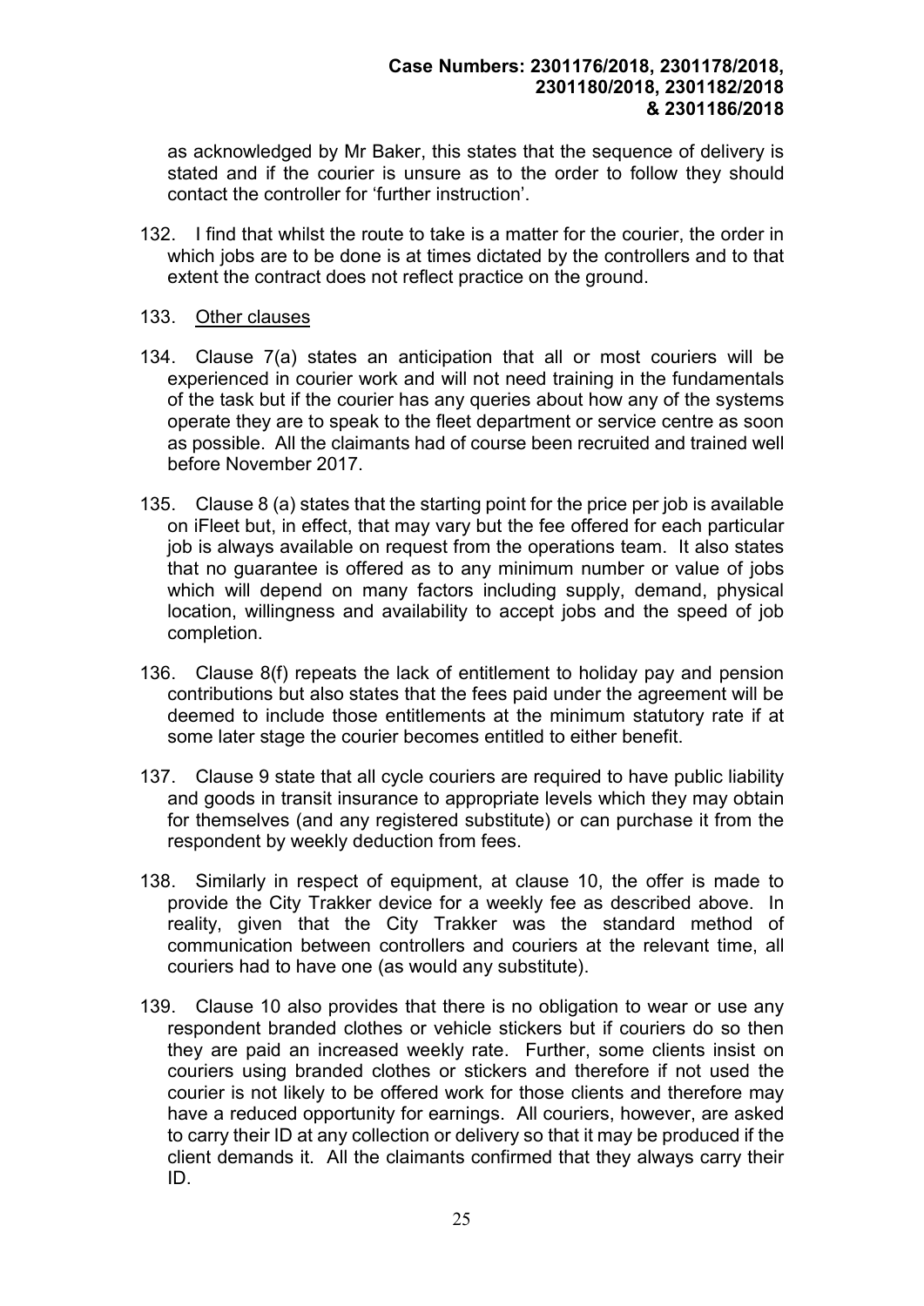as acknowledged by Mr Baker, this states that the sequence of delivery is stated and if the courier is unsure as to the order to follow they should contact the controller for 'further instruction'.

132. I find that whilst the route to take is a matter for the courier, the order in which jobs are to be done is at times dictated by the controllers and to that extent the contract does not reflect practice on the ground.

133. <u>Other clauses</u>

134. Clause 7(a) states an anticipation that all or most couriers will be experienced in courier work and will not need training in the fundamentals of the task but if the courier has any queries about how any of the systems operate they are to speak to the fleet department or service centre as soon as possible. All the claimants had of course been recruited and trained well before November 2017.

135. Clause 8 (a) states that the starting point for the price per job is available on iFleet but, in effect, that may vary but the fee offered for each particular job is always available on request from the operations team. It also states that no guarantee is offered as to any minimum number or value of jobs which will depend on many factors including supply, demand, physical location, willingness and availability to accept jobs and the speed of job completion.

136. Clause 8(f) repeats the lack of entitlement to holiday pay and pension contributions but also states that the fees paid under the agreement will be deemed to include those entitlements at the minimum statutory rate if at some later stage the courier becomes entitled to either benefit.

137. Clause 9 state that all cycle couriers are required to have public liability and goods in transit insurance to appropriate levels which they may obtain for themselves (and any registered substitute) or can purchase it from the respondent by weekly deduction from fees.

138. Similarly in respect of equipment, at clause 10, the offer is made to provide the City Trakker device for a weekly fee as described above. In reality, given that the City Trakker was the standard method of communication between controllers and couriers at the relevant time, all couriers had to have one (as would any substitute).

139. Clause 10 also provides that there is no obligation to wear or use any respondent branded clothes or vehicle stickers but if couriers do so then they are paid an increased weekly rate. Further, some clients insist on couriers using branded clothes or stickers and therefore if not used the courier is not likely to be offered work for those clients and therefore may have a reduced opportunity for earnings. All couriers, however, are asked to carry their ID at any collection or delivery so that it may be produced if the client demands it. All the claimants confirmed that they always carry their ID.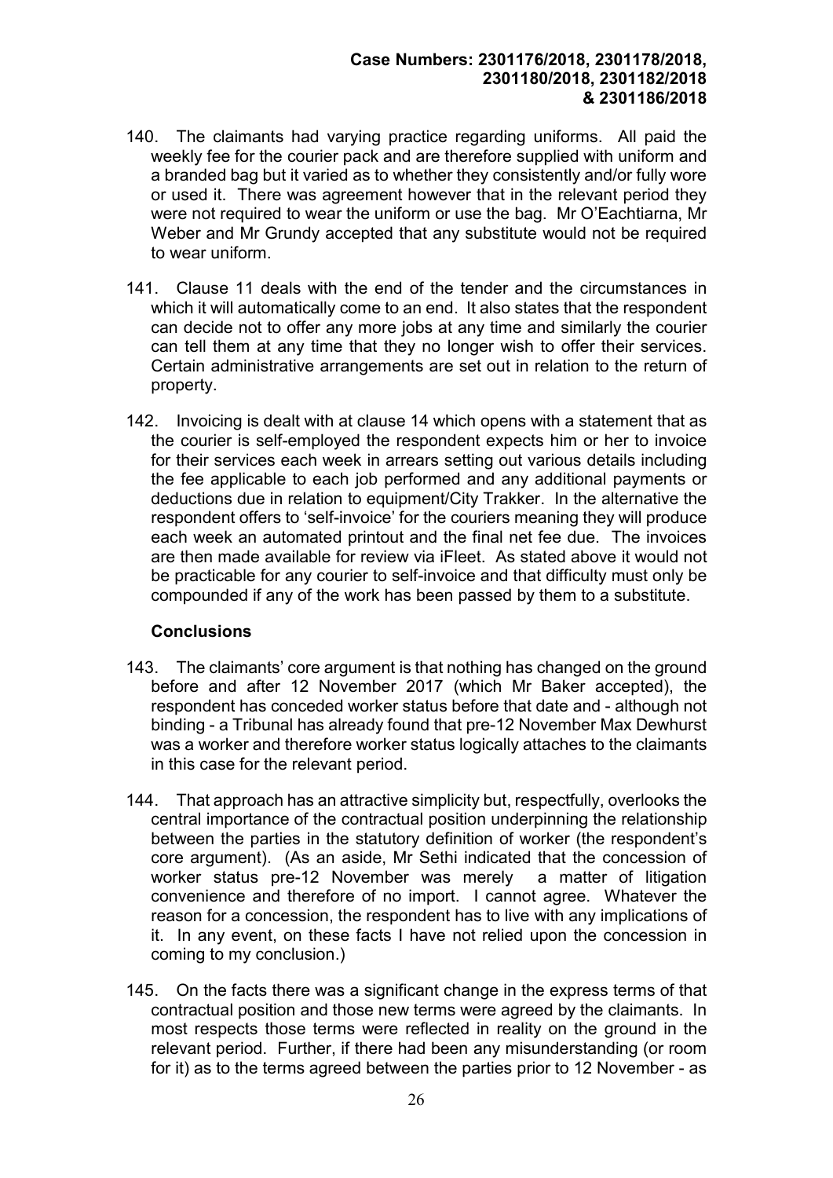140. The claimants had varying practice regarding uniforms. All paid the weekly fee for the courier pack and are therefore supplied with uniform and a branded bag but it varied as to whether they consistently and/or fully wore or used it. There was agreement however that in the relevant period they were not required to wear the uniform or use the bag. Mr O'Eachtiarna, Mr Weber and Mr Grundy accepted that any substitute would not be required to wear uniform.

141. Clause 11 deals with the end of the tender and the circumstances in which it will automatically come to an end. It also states that the respondent can decide not to offer any more jobs at any time and similarly the courier can tell them at any time that they no longer wish to offer their services. Certain administrative arrangements are set out in relation to the return of property.

142. Invoicing is dealt with at clause 14 which opens with a statement that as the courier is self-employed the respondent expects him or her to invoice for their services each week in arrears setting out various details including the fee applicable to each job performed and any additional payments or deductions due in relation to equipment/City Trakker. In the alternative the respondent offers to 'self-invoice' for the couriers meaning they will produce each week an automated printout and the final net fee due. The invoices are then made available for review via iFleet. As stated above it would not be practicable for any courier to self-invoice and that difficulty must only be compounded if any of the work has been passed by them to a substitute.

**Conclusions**

143. The claimants' core argument is that nothing has changed on the ground before and after 12 November 2017 (which Mr Baker accepted), the respondent has conceded worker status before that date and - although not binding - a Tribunal has already found that pre-12 November Max Dewhurst was a worker and therefore worker status logically attaches to the claimants in this case for the relevant period.

144. That approach has an attractive simplicity but, respectfully, overlooks the central importance of the contractual position underpinning the relationship between the parties in the statutory definition of worker (the respondent's core argument). (As an aside, Mr Sethi indicated that the concession of worker status pre-12 November was merely a matter of litigation convenience and therefore of no import. I cannot agree. Whatever the reason for a concession, the respondent has to live with any implications of it. In any event, on these facts I have not relied upon the concession in coming to my conclusion.)

145. On the facts there was a significant change in the express terms of that contractual position and those new terms were agreed by the claimants. In most respects those terms were reflected in reality on the ground in the relevant period. Further, if there had been any misunderstanding (or room for it) as to the terms agreed between the parties prior to 12 November - as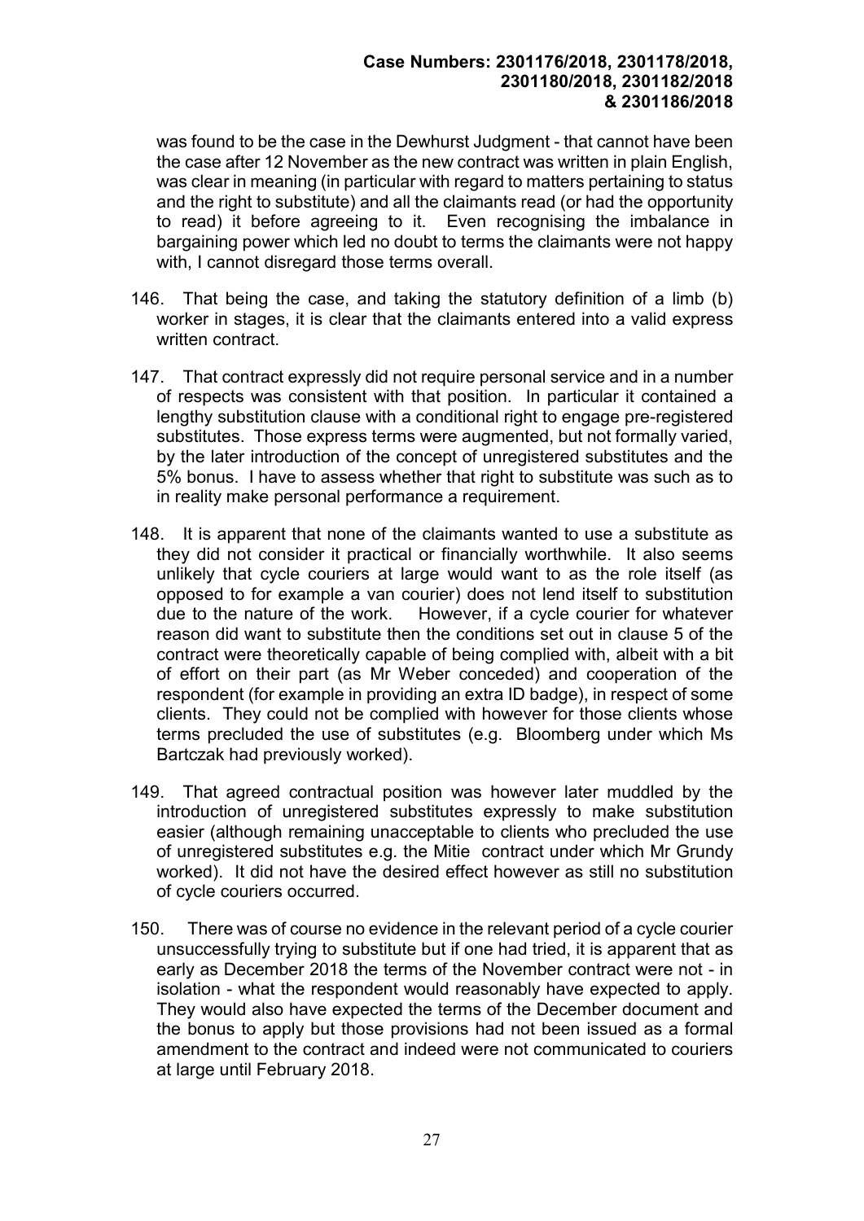was found to be the case in the Dewhurst Judgment - that cannot have been the case after 12 November as the new contract was written in plain English, was clear in meaning (in particular with regard to matters pertaining to status and the right to substitute) and all the claimants read (or had the opportunity to read) it before agreeing to it. Even recognising the imbalance in bargaining power which led no doubt to terms the claimants were not happy with, I cannot disregard those terms overall.

146. That being the case, and taking the statutory definition of a limb (b) worker in stages, it is clear that the claimants entered into a valid express written contract.

147. That contract expressly did not require personal service and in a number of respects was consistent with that position. In particular it contained a lengthy substitution clause with a conditional right to engage pre-registered substitutes. Those express terms were augmented, but not formally varied, by the later introduction of the concept of unregistered substitutes and the 5% bonus. I have to assess whether that right to substitute was such as to in reality make personal performance a requirement.

148. It is apparent that none of the claimants wanted to use a substitute as they did not consider it practical or financially worthwhile. It also seems unlikely that cycle couriers at large would want to as the role itself (as opposed to for example a van courier) does not lend itself to substitution due to the nature of the work. However, if a cycle courier for whatever reason did want to substitute then the conditions set out in clause 5 of the contract were theoretically capable of being complied with, albeit with a bit of effort on their part (as Mr Weber conceded) and cooperation of the respondent (for example in providing an extra ID badge), in respect of some clients. They could not be complied with however for those clients whose terms precluded the use of substitutes (e.g. Bloomberg under which Ms Bartczak had previously worked).

149. That agreed contractual position was however later muddled by the introduction of unregistered substitutes expressly to make substitution easier (although remaining unacceptable to clients who precluded the use of unregistered substitutes e.g. the Mitie contract under which Mr Grundy worked). It did not have the desired effect however as still no substitution of cycle couriers occurred.

150. There was of course no evidence in the relevant period of a cycle courier unsuccessfully trying to substitute but if one had tried, it is apparent that as early as December 2018 the terms of the November contract were not - in isolation - what the respondent would reasonably have expected to apply. They would also have expected the terms of the December document and the bonus to apply but those provisions had not been issued as a formal amendment to the contract and indeed were not communicated to couriers at large until February 2018.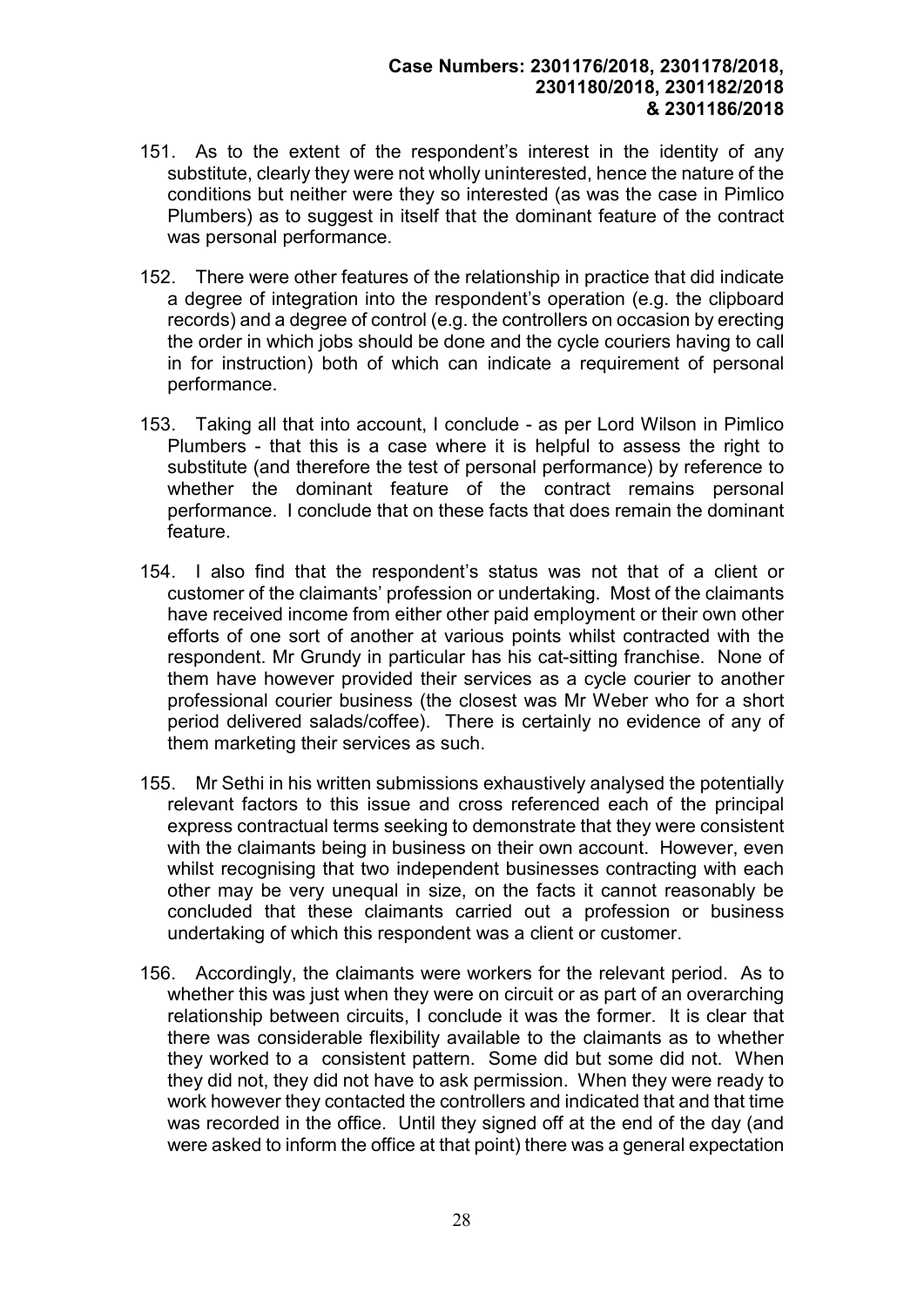151. As to the extent of the respondent's interest in the identity of any substitute, clearly they were not wholly uninterested, hence the nature of the conditions but neither were they so interested (as was the case in Pimlico Plumbers) as to suggest in itself that the dominant feature of the contract was personal performance.

152. There were other features of the relationship in practice that did indicate a degree of integration into the respondent's operation (e.g. the clipboard records) and a degree of control (e.g. the controllers on occasion by erecting the order in which jobs should be done and the cycle couriers having to call in for instruction) both of which can indicate a requirement of personal performance.

153. Taking all that into account, I conclude - as per Lord Wilson in Pimlico Plumbers - that this is a case where it is helpful to assess the right to substitute (and therefore the test of personal performance) by reference to whether the dominant feature of the contract remains personal performance. I conclude that on these facts that does remain the dominant feature.

154. I also find that the respondent's status was not that of a client or customer of the claimants' profession or undertaking. Most of the claimants have received income from either other paid employment or their own other efforts of one sort of another at various points whilst contracted with the respondent. Mr Grundy in particular has his cat-sitting franchise. None of them have however provided their services as a cycle courier to another professional courier business (the closest was Mr Weber who for a short period delivered salads/coffee). There is certainly no evidence of any of them marketing their services as such.

155. Mr Sethi in his written submissions exhaustively analysed the potentially relevant factors to this issue and cross referenced each of the principal express contractual terms seeking to demonstrate that they were consistent with the claimants being in business on their own account. However, even whilst recognising that two independent businesses contracting with each other may be very unequal in size, on the facts it cannot reasonably be concluded that these claimants carried out a profession or business undertaking of which this respondent was a client or customer.

156. Accordingly, the claimants were workers for the relevant period. As to whether this was just when they were on circuit or as part of an overarching relationship between circuits, I conclude it was the former. It is clear that there was considerable flexibility available to the claimants as to whether they worked to a consistent pattern. Some did but some did not. When they did not, they did not have to ask permission. When they were ready to work however they contacted the controllers and indicated that and that time was recorded in the office. Until they signed off at the end of the day (and were asked to inform the office at that point) there was a general expectation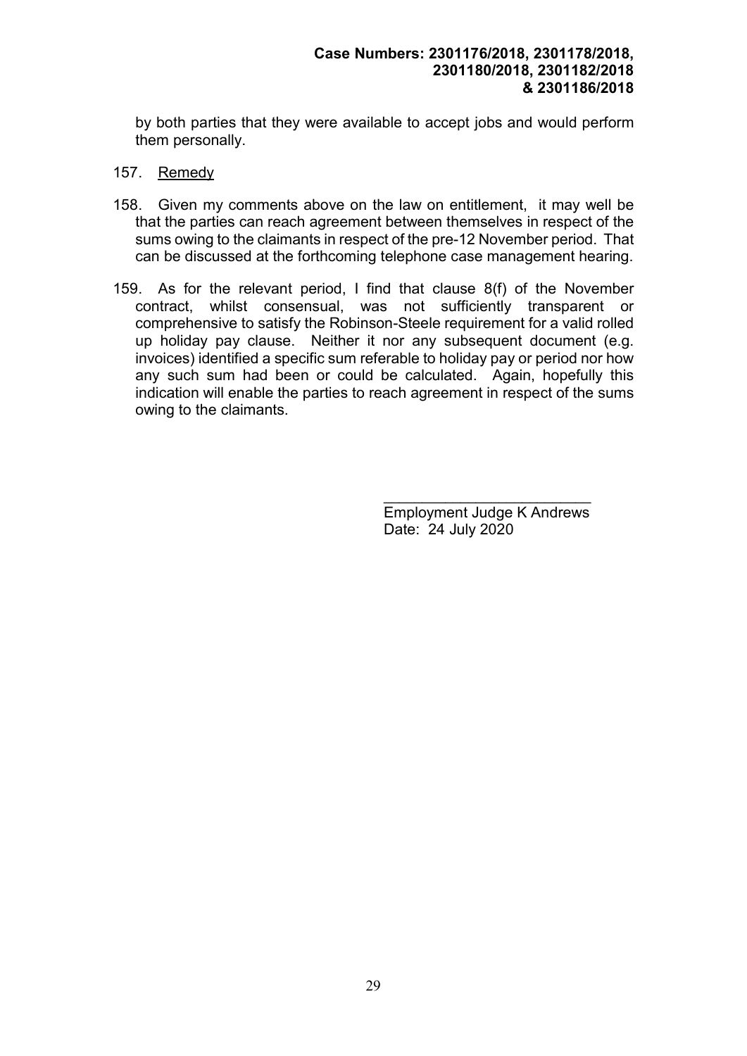by both parties that they were available to accept jobs and would perform them personally.

157. Remedy

158. Given my comments above on the law on entitlement, it may well be that the parties can reach agreement between themselves in respect of the sums owing to the claimants in respect of the pre-12 November period. That can be discussed at the forthcoming telephone case management hearing.

159. As for the relevant period, I find that clause 8(f) of the November contract, whilst consensual, was not sufficiently transparent or comprehensive to satisfy the Robinson-Steele requirement for a valid rolled up holiday pay clause. Neither it nor any subsequent document (e.g. invoices) identified a specific sum referable to holiday pay or period nor how any such sum had been or could be calculated. Again, hopefully this indication will enable the parties to reach agreement in respect of the sums owing to the claimants.

Employment Judge K Andrews
Date: 24 July 2020